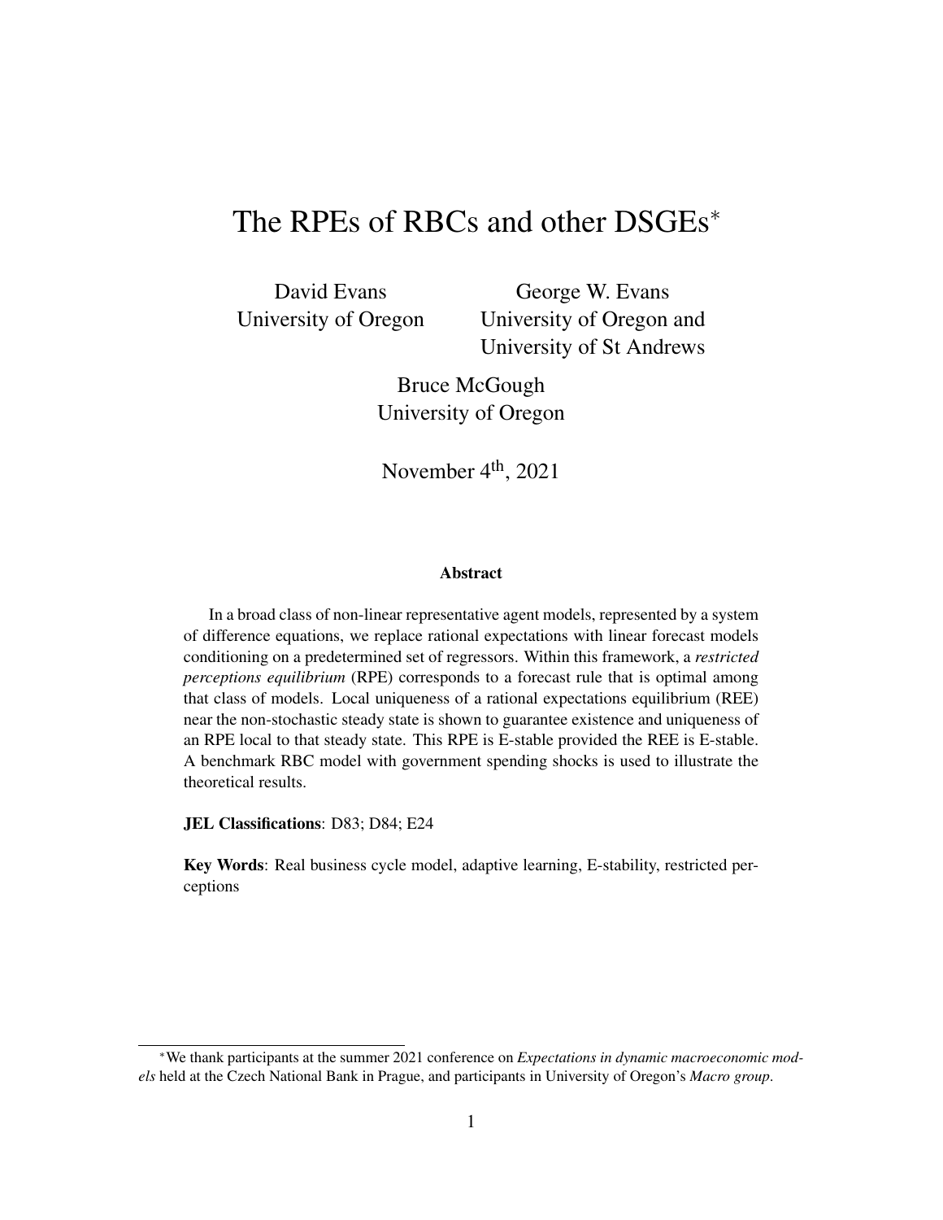# The RPEs of RBCs and other DSGEs*

David Evans
University of Oregon

George W. Evans
University of Oregon and
University of St Andrews

Bruce McGough
University of Oregon

November 4th, 2021

**Abstract**

In a broad class of non-linear representative agent models, represented by a system of difference equations, we replace rational expectations with linear forecast models conditioning on a predetermined set of regressors. Within this framework, a *restricted perceptions equilibrium* (RPE) corresponds to a forecast rule that is optimal among that class of models. Local uniqueness of a rational expectations equilibrium (REE) near the non-stochastic steady state is shown to guarantee existence and uniqueness of an RPE local to that steady state. This RPE is E-stable provided the REE is E-stable. A benchmark RBC model with government spending shocks is used to illustrate the theoretical results.

**JEL Classifications**: D83; D84; E24

**Key Words**: Real business cycle model, adaptive learning, E-stability, restricted perceptions

---

*We thank participants at the summer 2021 conference on *Expectations in dynamic macroeconomic models* held at the Czech National Bank in Prague, and participants in University of Oregon's *Macro group*.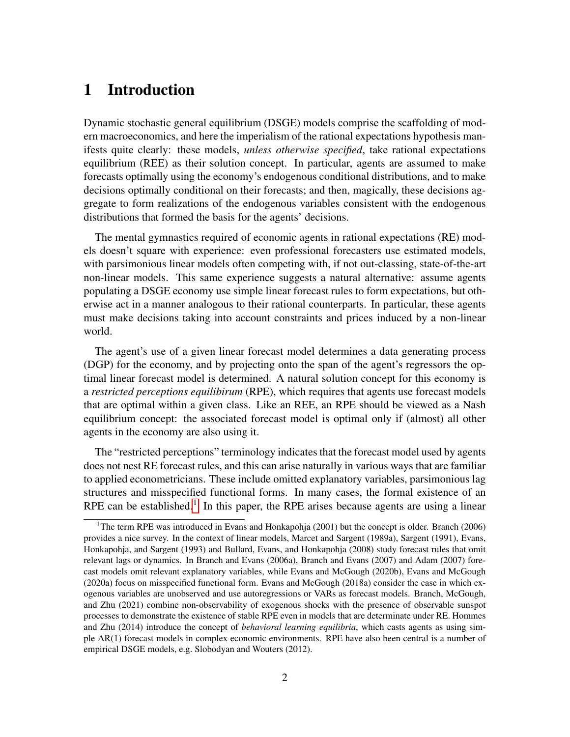# 1 Introduction

Dynamic stochastic general equilibrium (DSGE) models comprise the scaffolding of modern macroeconomics, and here the imperialism of the rational expectations hypothesis manifests quite clearly: these models, *unless otherwise specified*, take rational expectations equilibrium (REE) as their solution concept. In particular, agents are assumed to make forecasts optimally using the economy's endogenous conditional distributions, and to make decisions optimally conditional on their forecasts; and then, magically, these decisions aggregate to form realizations of the endogenous variables consistent with the endogenous distributions that formed the basis for the agents' decisions.

The mental gymnastics required of economic agents in rational expectations (RE) models doesn't square with experience: even professional forecasters use estimated models, with parsimonious linear models often competing with, if not out-classing, state-of-the-art non-linear models. This same experience suggests a natural alternative: assume agents populating a DSGE economy use simple linear forecast rules to form expectations, but otherwise act in a manner analogous to their rational counterparts. In particular, these agents must make decisions taking into account constraints and prices induced by a non-linear world.

The agent's use of a given linear forecast model determines a data generating process (DGP) for the economy, and by projecting onto the span of the agent's regressors the optimal linear forecast model is determined. A natural solution concept for this economy is a *restricted perceptions equilibirum* (RPE), which requires that agents use forecast models that are optimal within a given class. Like an REE, an RPE should be viewed as a Nash equilibrium concept: the associated forecast model is optimal only if (almost) all other agents in the economy are also using it.

The "restricted perceptions" terminology indicates that the forecast model used by agents does not nest RE forecast rules, and this can arise naturally in various ways that are familiar to applied econometricians. These include omitted explanatory variables, parsimonious lag structures and misspecified functional forms. In many cases, the formal existence of an RPE can be established.[1] In this paper, the RPE arises because agents are using a linear

[1] The term RPE was introduced in Evans and Honkapohja (2001) but the concept is older. Branch (2006) provides a nice survey. In the context of linear models, Marcet and Sargent (1989a), Sargent (1991), Evans, Honkapohja, and Sargent (1993) and Bullard, Evans, and Honkapohja (2008) study forecast rules that omit relevant lags or dynamics. In Branch and Evans (2006a), Branch and Evans (2007) and Adam (2007) forecast models omit relevant explanatory variables, while Evans and McGough (2020b), Evans and McGough (2020a) focus on misspecified functional form. Evans and McGough (2018a) consider the case in which exogenous variables are unobserved and use autoregressions or VARs as forecast models. Branch, McGough, and Zhu (2021) combine non-observability of exogenous shocks with the presence of observable sunspot processes to demonstrate the existence of stable RPE even in models that are determinate under RE. Hommes and Zhu (2014) introduce the concept of *behavioral learning equilibria*, which casts agents as using simple AR(1) forecast models in complex economic environments. RPE have also been central is a number of empirical DSGE models, e.g. Slobodyan and Wouters (2012).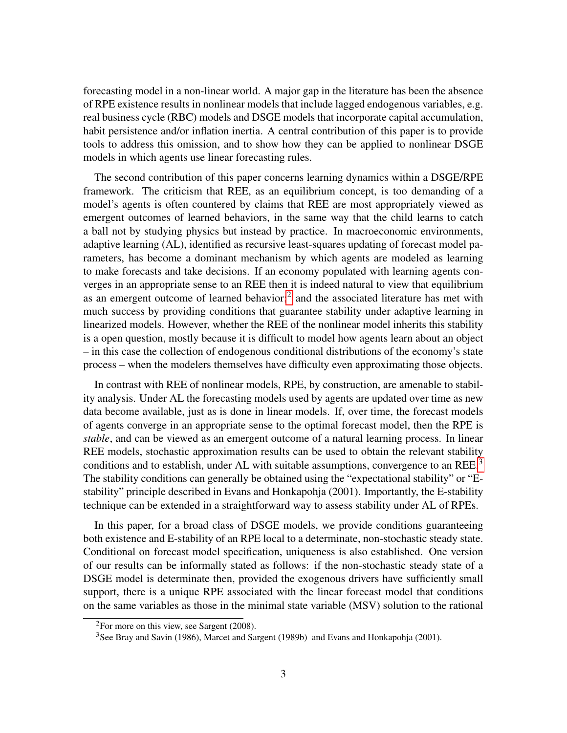forecasting model in a non-linear world. A major gap in the literature has been the absence of RPE existence results in nonlinear models that include lagged endogenous variables, e.g. real business cycle (RBC) models and DSGE models that incorporate capital accumulation, habit persistence and/or inflation inertia. A central contribution of this paper is to provide tools to address this omission, and to show how they can be applied to nonlinear DSGE models in which agents use linear forecasting rules.

The second contribution of this paper concerns learning dynamics within a DSGE/RPE framework. The criticism that REE, as an equilibrium concept, is too demanding of a model's agents is often countered by claims that REE are most appropriately viewed as emergent outcomes of learned behaviors, in the same way that the child learns to catch a ball not by studying physics but instead by practice. In macroeconomic environments, adaptive learning (AL), identified as recursive least-squares updating of forecast model parameters, has become a dominant mechanism by which agents are modeled as learning to make forecasts and take decisions. If an economy populated with learning agents converges in an appropriate sense to an REE then it is indeed natural to view that equilibrium as an emergent outcome of learned behavior;[2] and the associated literature has met with much success by providing conditions that guarantee stability under adaptive learning in linearized models. However, whether the REE of the nonlinear model inherits this stability is a open question, mostly because it is difficult to model how agents learn about an object – in this case the collection of endogenous conditional distributions of the economy's state process – when the modelers themselves have difficulty even approximating those objects.

In contrast with REE of nonlinear models, RPE, by construction, are amenable to stability analysis. Under AL the forecasting models used by agents are updated over time as new data become available, just as is done in linear models. If, over time, the forecast models of agents converge in an appropriate sense to the optimal forecast model, then the RPE is *stable*, and can be viewed as an emergent outcome of a natural learning process. In linear REE models, stochastic approximation results can be used to obtain the relevant stability conditions and to establish, under AL with suitable assumptions, convergence to an REE.[3] The stability conditions can generally be obtained using the "expectational stability" or "E-stability" principle described in Evans and Honkapohja (2001). Importantly, the E-stability technique can be extended in a straightforward way to assess stability under AL of RPEs.

In this paper, for a broad class of DSGE models, we provide conditions guaranteeing both existence and E-stability of an RPE local to a determinate, non-stochastic steady state. Conditional on forecast model specification, uniqueness is also established. One version of our results can be informally stated as follows: if the non-stochastic steady state of a DSGE model is determinate then, provided the exogenous drivers have sufficiently small support, there is a unique RPE associated with the linear forecast model that conditions on the same variables as those in the minimal state variable (MSV) solution to the rational

[2] For more on this view, see Sargent (2008).

[3] See Bray and Savin (1986), Marcet and Sargent (1989b) and Evans and Honkapohja (2001).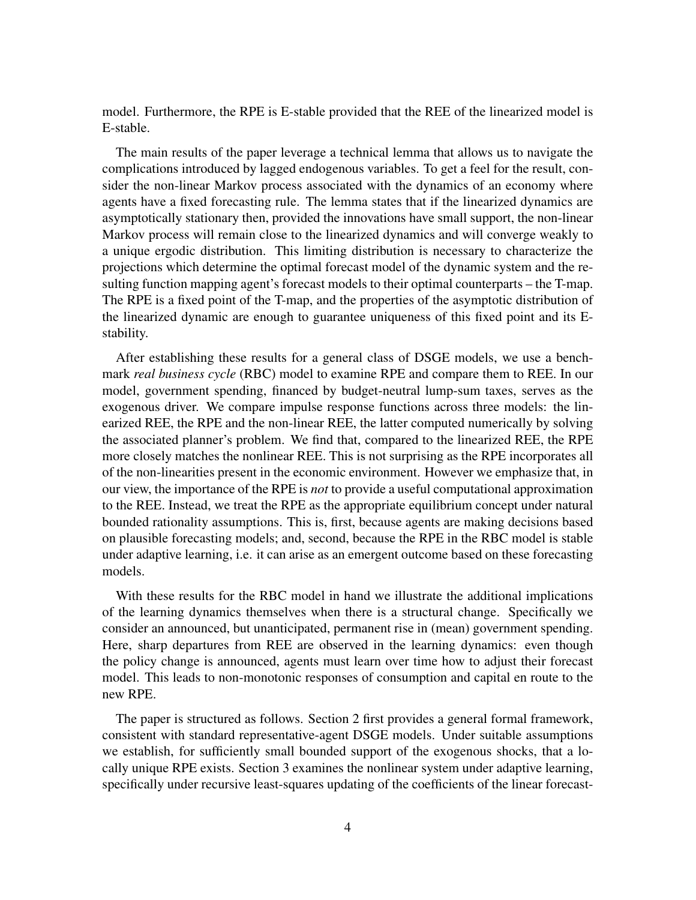model. Furthermore, the RPE is E-stable provided that the REE of the linearized model is E-stable.

The main results of the paper leverage a technical lemma that allows us to navigate the complications introduced by lagged endogenous variables. To get a feel for the result, consider the non-linear Markov process associated with the dynamics of an economy where agents have a fixed forecasting rule. The lemma states that if the linearized dynamics are asymptotically stationary then, provided the innovations have small support, the non-linear Markov process will remain close to the linearized dynamics and will converge weakly to a unique ergodic distribution. This limiting distribution is necessary to characterize the projections which determine the optimal forecast model of the dynamic system and the resulting function mapping agent's forecast models to their optimal counterparts – the T-map. The RPE is a fixed point of the T-map, and the properties of the asymptotic distribution of the linearized dynamic are enough to guarantee uniqueness of this fixed point and its E-stability.

After establishing these results for a general class of DSGE models, we use a benchmark *real business cycle* (RBC) model to examine RPE and compare them to REE. In our model, government spending, financed by budget-neutral lump-sum taxes, serves as the exogenous driver. We compare impulse response functions across three models: the linearized REE, the RPE and the non-linear REE, the latter computed numerically by solving the associated planner's problem. We find that, compared to the linearized REE, the RPE more closely matches the nonlinear REE. This is not surprising as the RPE incorporates all of the non-linearities present in the economic environment. However we emphasize that, in our view, the importance of the RPE is *not* to provide a useful computational approximation to the REE. Instead, we treat the RPE as the appropriate equilibrium concept under natural bounded rationality assumptions. This is, first, because agents are making decisions based on plausible forecasting models; and, second, because the RPE in the RBC model is stable under adaptive learning, i.e. it can arise as an emergent outcome based on these forecasting models.

With these results for the RBC model in hand we illustrate the additional implications of the learning dynamics themselves when there is a structural change. Specifically we consider an announced, but unanticipated, permanent rise in (mean) government spending. Here, sharp departures from REE are observed in the learning dynamics: even though the policy change is announced, agents must learn over time how to adjust their forecast model. This leads to non-monotonic responses of consumption and capital en route to the new RPE.

The paper is structured as follows. Section 2 first provides a general formal framework, consistent with standard representative-agent DSGE models. Under suitable assumptions we establish, for sufficiently small bounded support of the exogenous shocks, that a locally unique RPE exists. Section 3 examines the nonlinear system under adaptive learning, specifically under recursive least-squares updating of the coefficients of the linear forecast-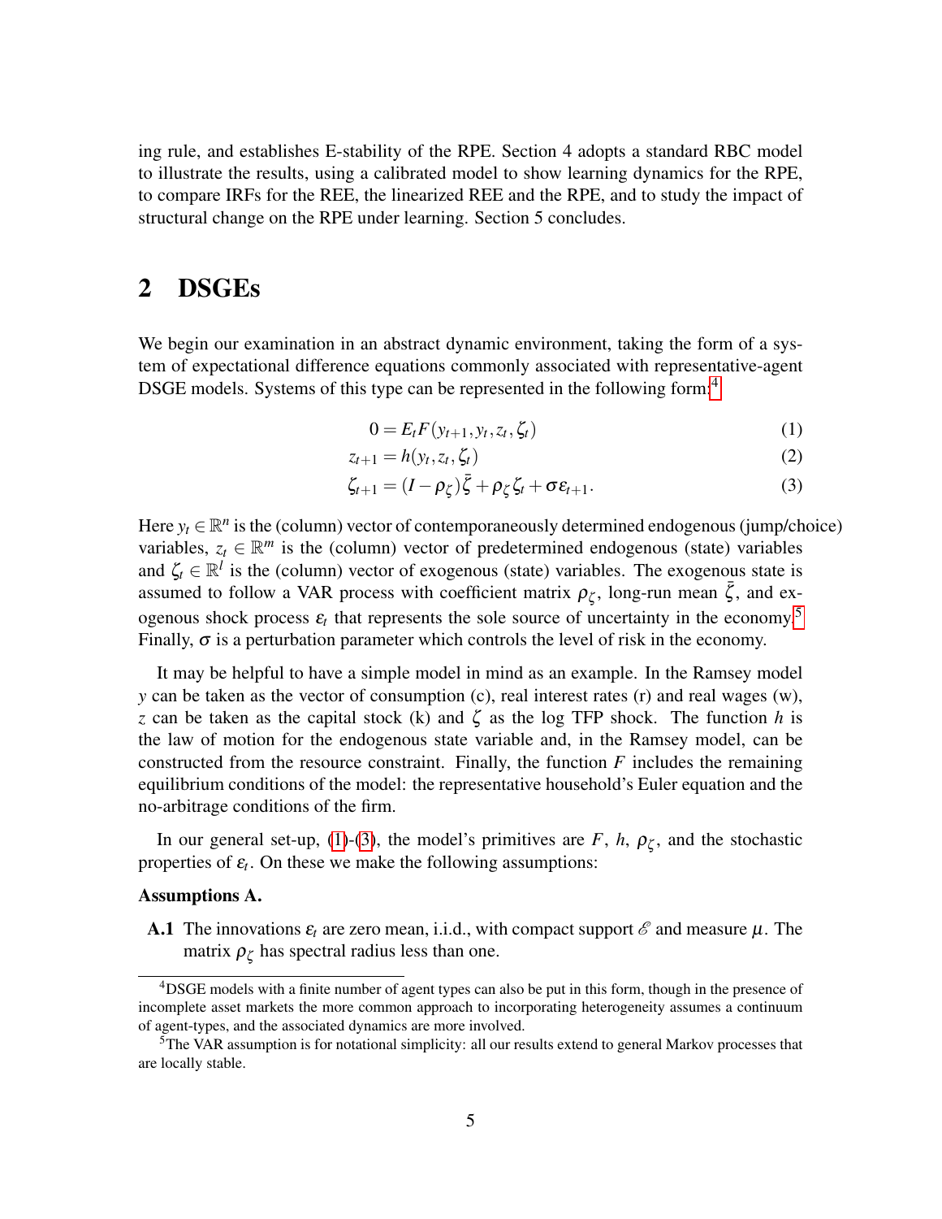ing rule, and establishes E-stability of the RPE. Section 4 adopts a standard RBC model to illustrate the results, using a calibrated model to show learning dynamics for the RPE, to compare IRFs for the REE, the linearized REE and the RPE, and to study the impact of structural change on the RPE under learning. Section 5 concludes.

# 2 DSGEs

We begin our examination in an abstract dynamic environment, taking the form of a system of expectational difference equations commonly associated with representative-agent DSGE models. Systems of this type can be represented in the following form:[4]

$$0 = E_t F(y_{t+1}, y_t, z_t, \zeta_t) \tag{1}$$

$$z_{t+1} = h(y_t, z_t, \zeta_t) \tag{2}$$

$$\zeta_{t+1} = (I - \rho_\zeta)\bar{\zeta} + \rho_\zeta \zeta_t + \sigma \varepsilon_{t+1}. \tag{3}$$

Here $y_t \in \mathbb{R}^n$ is the (column) vector of contemporaneously determined endogenous (jump/choice) variables, $z_t \in \mathbb{R}^m$ is the (column) vector of predetermined endogenous (state) variables and $\zeta_t \in \mathbb{R}^l$ is the (column) vector of exogenous (state) variables. The exogenous state is assumed to follow a VAR process with coefficient matrix $\rho_\zeta$, long-run mean $\bar{\zeta}$, and exogenous shock process $\varepsilon_t$ that represents the sole source of uncertainty in the economy.[5] Finally, $\sigma$ is a perturbation parameter which controls the level of risk in the economy.

It may be helpful to have a simple model in mind as an example. In the Ramsey model $y$ can be taken as the vector of consumption (c), real interest rates (r) and real wages (w), $z$ can be taken as the capital stock (k) and $\zeta$ as the log TFP shock. The function $h$ is the law of motion for the endogenous state variable and, in the Ramsey model, can be constructed from the resource constraint. Finally, the function $F$ includes the remaining equilibrium conditions of the model: the representative household's Euler equation and the no-arbitrage conditions of the firm.

In our general set-up, (1)-(3), the model's primitives are $F$, $h$, $\rho_\zeta$, and the stochastic properties of $\varepsilon_t$. On these we make the following assumptions:

**Assumptions A.**

**A.1** The innovations $\varepsilon_t$ are zero mean, i.i.d., with compact support $\mathscr{E}$ and measure $\mu$. The matrix $\rho_\zeta$ has spectral radius less than one.

[4] DSGE models with a finite number of agent types can also be put in this form, though in the presence of incomplete asset markets the more common approach to incorporating heterogeneity assumes a continuum of agent-types, and the associated dynamics are more involved.

[5] The VAR assumption is for notational simplicity: all our results extend to general Markov processes that are locally stable.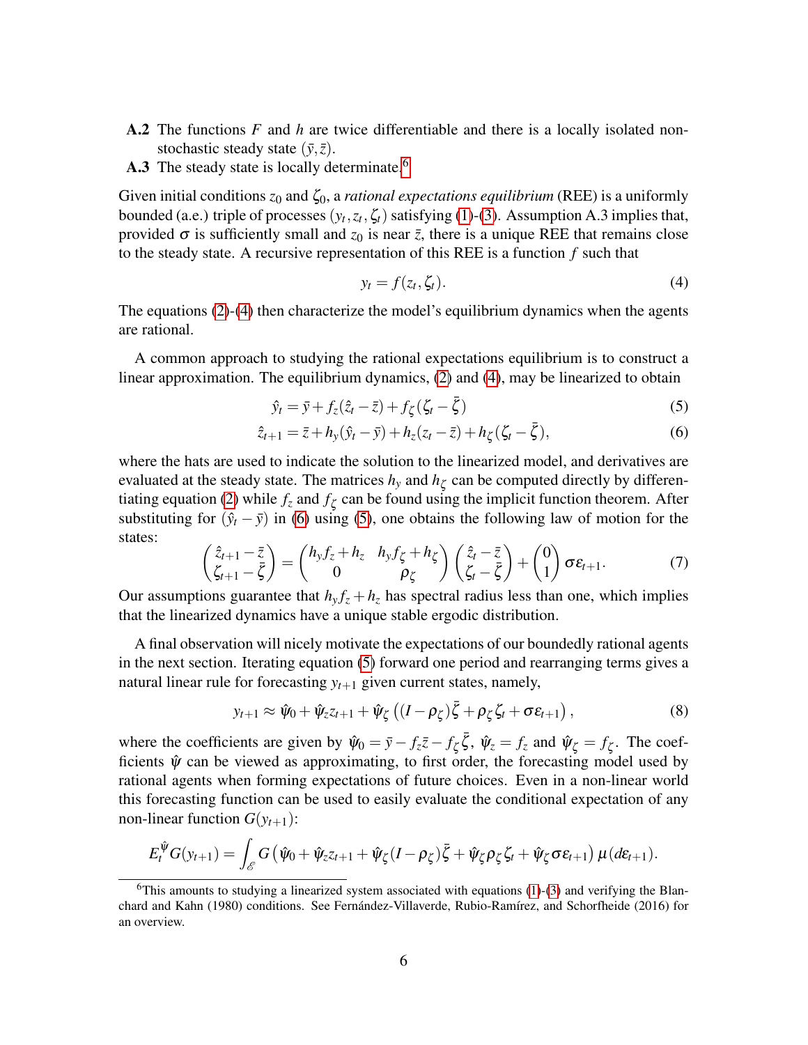- **A.2** The functions $F$ and $h$ are twice differentiable and there is a locally isolated non-stochastic steady state $(\bar{y}, \bar{z})$.
- **A.3** The steady state is locally determinate.[6]

Given initial conditions $z_0$ and $\zeta_0$, a *rational expectations equilibrium* (REE) is a uniformly bounded (a.e.) triple of processes $(y_t, z_t, \zeta_t)$ satisfying (1)-(3). Assumption A.3 implies that, provided $\sigma$ is sufficiently small and $z_0$ is near $\bar{z}$, there is a unique REE that remains close to the steady state. A recursive representation of this REE is a function $f$ such that

$$y_t = f(z_t, \zeta_t). \tag{4}$$

The equations (2)-(4) then characterize the model's equilibrium dynamics when the agents are rational.

A common approach to studying the rational expectations equilibrium is to construct a linear approximation. The equilibrium dynamics, (2) and (4), may be linearized to obtain

$$\hat{y}_t = \bar{y} + f_z(\hat{z}_t - \bar{z}) + f_\zeta(\zeta_t - \bar{\zeta}) \tag{5}$$

$$\hat{z}_{t+1} = \bar{z} + h_y(\hat{y}_t - \bar{y}) + h_z(z_t - \bar{z}) + h_\zeta(\zeta_t - \bar{\zeta}), \tag{6}$$

where the hats are used to indicate the solution to the linearized model, and derivatives are evaluated at the steady state. The matrices $h_y$ and $h_\zeta$ can be computed directly by differentiating equation (2) while $f_z$ and $f_\zeta$ can be found using the implicit function theorem. After substituting for $(\hat{y}_t - \bar{y})$ in (6) using (5), one obtains the following law of motion for the states:

$$\begin{pmatrix} \hat{z}_{t+1} - \bar{z} \\ \zeta_{t+1} - \bar{\zeta} \end{pmatrix} = \begin{pmatrix} h_y f_z + h_z & h_y f_\zeta + h_\zeta \\ 0 & \rho_\zeta \end{pmatrix} \begin{pmatrix} \hat{z}_t - \bar{z} \\ \zeta_t - \bar{\zeta} \end{pmatrix} + \begin{pmatrix} 0 \\ 1 \end{pmatrix} \sigma \varepsilon_{t+1}. \tag{7}$$

Our assumptions guarantee that $h_y f_z + h_z$ has spectral radius less than one, which implies that the linearized dynamics have a unique stable ergodic distribution.

A final observation will nicely motivate the expectations of our boundedly rational agents in the next section. Iterating equation (5) forward one period and rearranging terms gives a natural linear rule for forecasting $y_{t+1}$ given current states, namely,

$$y_{t+1} \approx \hat{\psi}_0 + \hat{\psi}_z z_{t+1} + \hat{\psi}_\zeta \left( (I - \rho_\zeta)\bar{\zeta} + \rho_\zeta \zeta_t + \sigma \varepsilon_{t+1} \right), \tag{8}$$

where the coefficients are given by $\hat{\psi}_0 = \bar{y} - f_z \bar{z} - f_\zeta \bar{\zeta}$, $\hat{\psi}_z = f_z$ and $\hat{\psi}_\zeta = f_\zeta$. The coefficients $\hat{\psi}$ can be viewed as approximating, to first order, the forecasting model used by rational agents when forming expectations of future choices. Even in a non-linear world this forecasting function can be used to easily evaluate the conditional expectation of any non-linear function $G(y_{t+1})$:

$$E_t^{\hat{\psi}} G(y_{t+1}) = \int_{\mathscr{E}} G\left( \hat{\psi}_0 + \hat{\psi}_z z_{t+1} + \hat{\psi}_\zeta (I - \rho_\zeta)\bar{\zeta} + \hat{\psi}_\zeta \rho_\zeta \zeta_t + \hat{\psi}_\zeta \sigma \varepsilon_{t+1} \right) \mu(d\varepsilon_{t+1}).$$

[6] This amounts to studying a linearized system associated with equations (1)-(3) and verifying the Blanchard and Kahn (1980) conditions. See Fernández-Villaverde, Rubio-Ramírez, and Schorfheide (2016) for an overview.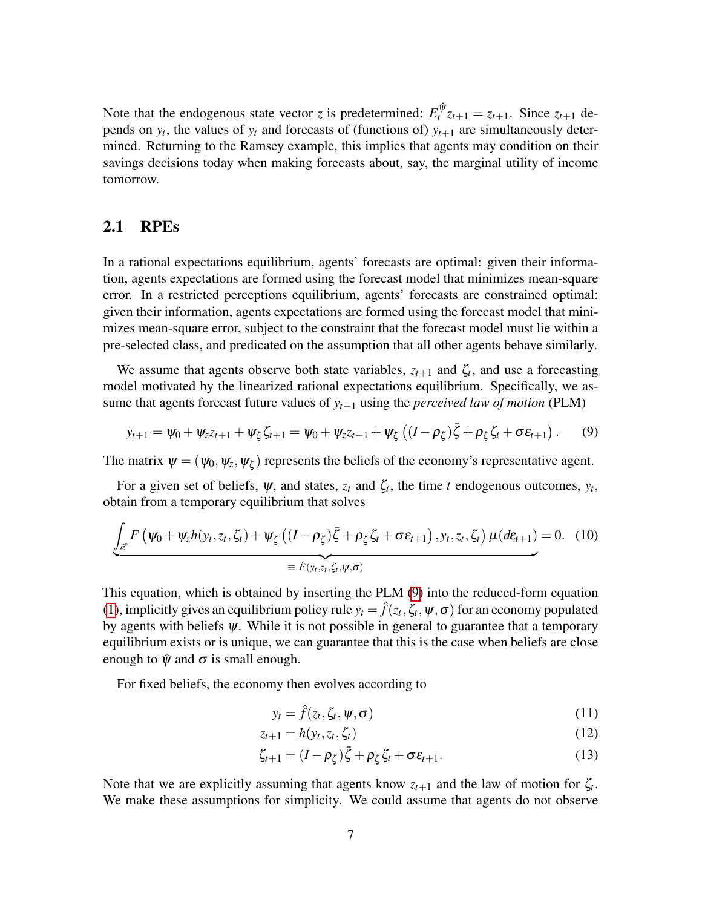Note that the endogenous state vector $z$ is predetermined: $E_t^{\hat{\psi}} z_{t+1} = z_{t+1}$. Since $z_{t+1}$ depends on $y_t$, the values of $y_t$ and forecasts of (functions of) $y_{t+1}$ are simultaneously determined. Returning to the Ramsey example, this implies that agents may condition on their savings decisions today when making forecasts about, say, the marginal utility of income tomorrow.

## 2.1 RPEs

In a rational expectations equilibrium, agents' forecasts are optimal: given their information, agents expectations are formed using the forecast model that minimizes mean-square error. In a restricted perceptions equilibrium, agents' forecasts are constrained optimal: given their information, agents expectations are formed using the forecast model that minimizes mean-square error, subject to the constraint that the forecast model must lie within a pre-selected class, and predicated on the assumption that all other agents behave similarly.

We assume that agents observe both state variables, $z_{t+1}$ and $\zeta_t$, and use a forecasting model motivated by the linearized rational expectations equilibrium. Specifically, we assume that agents forecast future values of $y_{t+1}$ using the *perceived law of motion* (PLM)

$$y_{t+1} = \psi_0 + \psi_z z_{t+1} + \psi_\zeta \zeta_{t+1} = \psi_0 + \psi_z z_{t+1} + \psi_\zeta \left( (I - \rho_\zeta)\bar{\zeta} + \rho_\zeta \zeta_t + \sigma \varepsilon_{t+1} \right). \tag{9}$$

The matrix $\psi = (\psi_0, \psi_z, \psi_\zeta)$ represents the beliefs of the economy's representative agent.

For a given set of beliefs, $\psi$, and states, $z_t$ and $\zeta_t$, the time $t$ endogenous outcomes, $y_t$, obtain from a temporary equilibrium that solves

$$\underbrace{\int_{\mathscr{E}} F\left( \psi_0 + \psi_z h(y_t, z_t, \zeta_t) + \psi_\zeta \left( (I - \rho_\zeta)\bar{\zeta} + \rho_\zeta \zeta_t + \sigma \varepsilon_{t+1} \right), y_t, z_t, \zeta_t \right) \mu(d\varepsilon_{t+1})}_{\equiv \hat{F}(y_t, z_t, \zeta_t, \psi, \sigma)} = 0. \tag{10}$$

This equation, which is obtained by inserting the PLM (9) into the reduced-form equation (1), implicitly gives an equilibrium policy rule $y_t = \hat{f}(z_t, \zeta_t, \psi, \sigma)$ for an economy populated by agents with beliefs $\psi$. While it is not possible in general to guarantee that a temporary equilibrium exists or is unique, we can guarantee that this is the case when beliefs are close enough to $\hat{\psi}$ and $\sigma$ is small enough.

For fixed beliefs, the economy then evolves according to

$$y_t = \hat{f}(z_t, \zeta_t, \psi, \sigma) \tag{11}$$

$$z_{t+1} = h(y_t, z_t, \zeta_t) \tag{12}$$

$$\zeta_{t+1} = (I - \rho_\zeta)\bar{\zeta} + \rho_\zeta \zeta_t + \sigma \varepsilon_{t+1}. \tag{13}$$

Note that we are explicitly assuming that agents know $z_{t+1}$ and the law of motion for $\zeta_t$. We make these assumptions for simplicity. We could assume that agents do not observe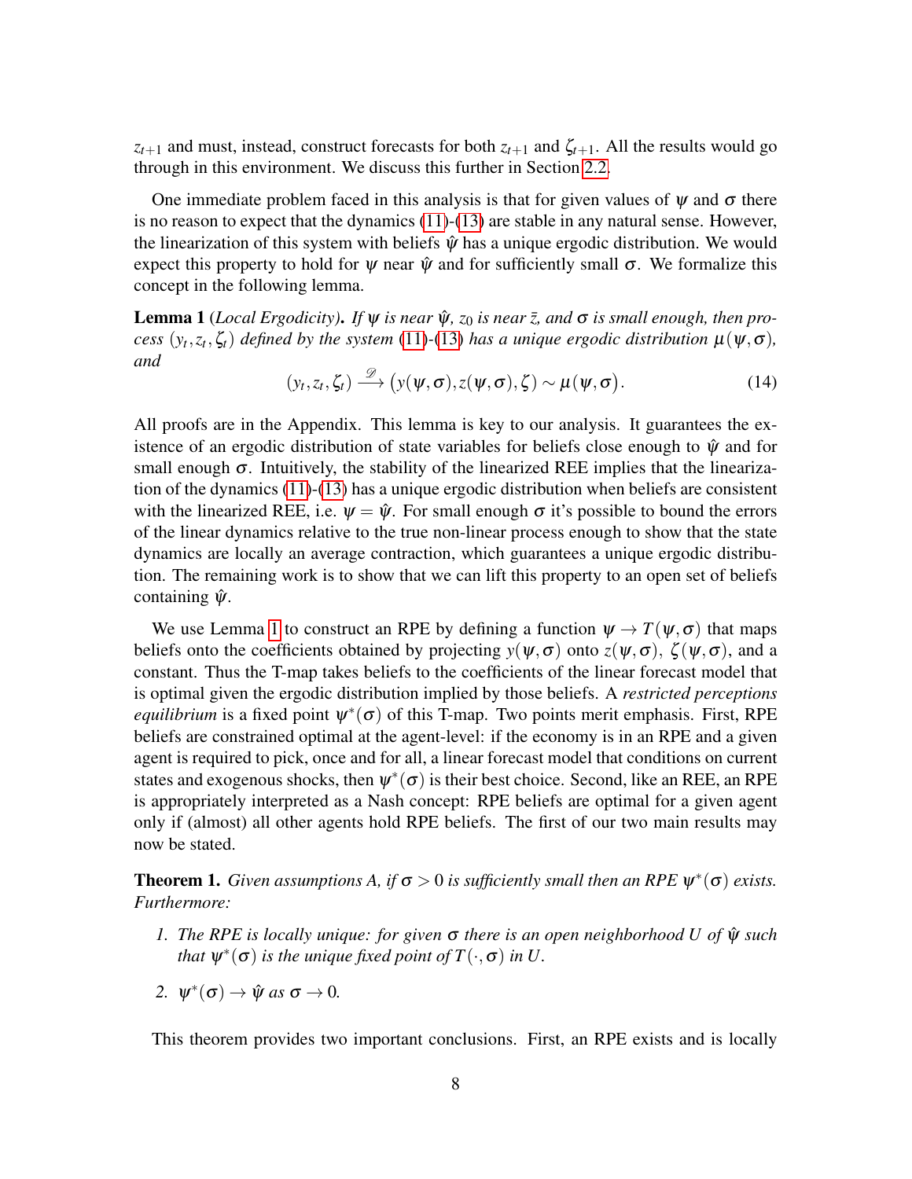$z_{t+1}$ and must, instead, construct forecasts for both $z_{t+1}$ and $\zeta_{t+1}$. All the results would go through in this environment. We discuss this further in Section 2.2.

One immediate problem faced in this analysis is that for given values of $\psi$ and $\sigma$ there is no reason to expect that the dynamics (11)-(13) are stable in any natural sense. However, the linearization of this system with beliefs $\hat{\psi}$ has a unique ergodic distribution. We would expect this property to hold for $\psi$ near $\hat{\psi}$ and for sufficiently small $\sigma$. We formalize this concept in the following lemma.

**Lemma 1** (*Local Ergodicity*). *If $\psi$ is near $\hat{\psi}$, $z_0$ is near $\bar{z}$, and $\sigma$ is small enough, then process $(y_t, z_t, \zeta_t)$ defined by the system (11)-(13) has a unique ergodic distribution $\mu(\psi, \sigma)$, and*

$$(y_t, z_t, \zeta_t) \xrightarrow{\mathscr{D}} \big(y(\psi,\sigma), z(\psi,\sigma), \zeta\big) \sim \mu(\psi,\sigma). \tag{14}$$

All proofs are in the Appendix. This lemma is key to our analysis. It guarantees the existence of an ergodic distribution of state variables for beliefs close enough to $\hat{\psi}$ and for small enough $\sigma$. Intuitively, the stability of the linearized REE implies that the linearization of the dynamics (11)-(13) has a unique ergodic distribution when beliefs are consistent with the linearized REE, i.e. $\psi = \hat{\psi}$. For small enough $\sigma$ it's possible to bound the errors of the linear dynamics relative to the true non-linear process enough to show that the state dynamics are locally an average contraction, which guarantees a unique ergodic distribution. The remaining work is to show that we can lift this property to an open set of beliefs containing $\hat{\psi}$.

We use Lemma 1 to construct an RPE by defining a function $\psi \to T(\psi, \sigma)$ that maps beliefs onto the coefficients obtained by projecting $y(\psi,\sigma)$ onto $z(\psi,\sigma)$, $\zeta(\psi,\sigma)$, and a constant. Thus the T-map takes beliefs to the coefficients of the linear forecast model that is optimal given the ergodic distribution implied by those beliefs. A *restricted perceptions equilibrium* is a fixed point $\psi^*(\sigma)$ of this T-map. Two points merit emphasis. First, RPE beliefs are constrained optimal at the agent-level: if the economy is in an RPE and a given agent is required to pick, once and for all, a linear forecast model that conditions on current states and exogenous shocks, then $\psi^*(\sigma)$ is their best choice. Second, like an REE, an RPE is appropriately interpreted as a Nash concept: RPE beliefs are optimal for a given agent only if (almost) all other agents hold RPE beliefs. The first of our two main results may now be stated.

**Theorem 1.** *Given assumptions A, if $\sigma > 0$ is sufficiently small then an RPE $\psi^*(\sigma)$ exists. Furthermore:*

1. *The RPE is locally unique: for given $\sigma$ there is an open neighborhood $U$ of $\hat{\psi}$ such that $\psi^*(\sigma)$ is the unique fixed point of $T(\cdot,\sigma)$ in $U$.*
2. *$\psi^*(\sigma) \to \hat{\psi}$ as $\sigma \to 0$.*

This theorem provides two important conclusions. First, an RPE exists and is locally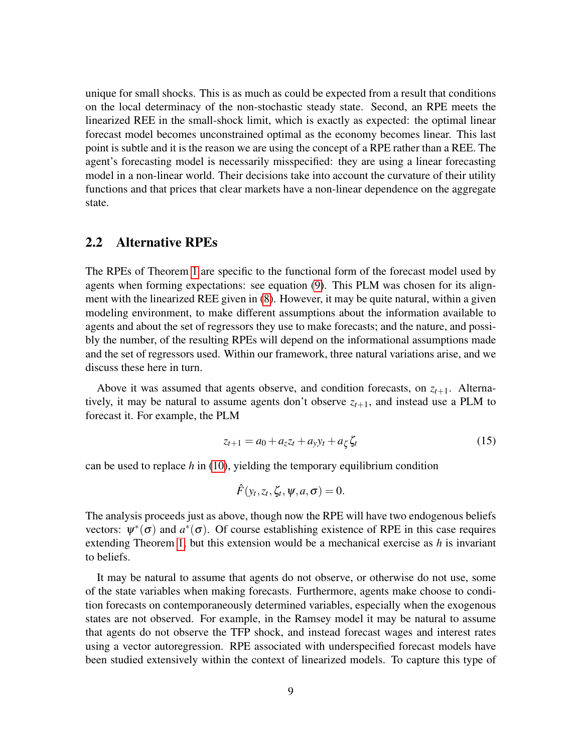unique for small shocks. This is as much as could be expected from a result that conditions on the local determinacy of the non-stochastic steady state. Second, an RPE meets the linearized REE in the small-shock limit, which is exactly as expected: the optimal linear forecast model becomes unconstrained optimal as the economy becomes linear. This last point is subtle and it is the reason we are using the concept of a RPE rather than a REE. The agent's forecasting model is necessarily misspecified: they are using a linear forecasting model in a non-linear world. Their decisions take into account the curvature of their utility functions and that prices that clear markets have a non-linear dependence on the aggregate state.

## 2.2 Alternative RPEs

The RPEs of Theorem 1 are specific to the functional form of the forecast model used by agents when forming expectations: see equation (9). This PLM was chosen for its alignment with the linearized REE given in (8). However, it may be quite natural, within a given modeling environment, to make different assumptions about the information available to agents and about the set of regressors they use to make forecasts; and the nature, and possibly the number, of the resulting RPEs will depend on the informational assumptions made and the set of regressors used. Within our framework, three natural variations arise, and we discuss these here in turn.

Above it was assumed that agents observe, and condition forecasts, on $z_{t+1}$. Alternatively, it may be natural to assume agents don't observe $z_{t+1}$, and instead use a PLM to forecast it. For example, the PLM

$$z_{t+1} = a_0 + a_z z_t + a_y y_t + a_\zeta \zeta_t \tag{15}$$

can be used to replace $h$ in (10), yielding the temporary equilibrium condition

$$\hat{F}(y_t, z_t, \zeta_t, \psi, a, \sigma) = 0.$$

The analysis proceeds just as above, though now the RPE will have two endogenous beliefs vectors: $\psi^*(\sigma)$ and $a^*(\sigma)$. Of course establishing existence of RPE in this case requires extending Theorem 1, but this extension would be a mechanical exercise as $h$ is invariant to beliefs.

It may be natural to assume that agents do not observe, or otherwise do not use, some of the state variables when making forecasts. Furthermore, agents make choose to condition forecasts on contemporaneously determined variables, especially when the exogenous states are not observed. For example, in the Ramsey model it may be natural to assume that agents do not observe the TFP shock, and instead forecast wages and interest rates using a vector autoregression. RPE associated with underspecified forecast models have been studied extensively within the context of linearized models. To capture this type of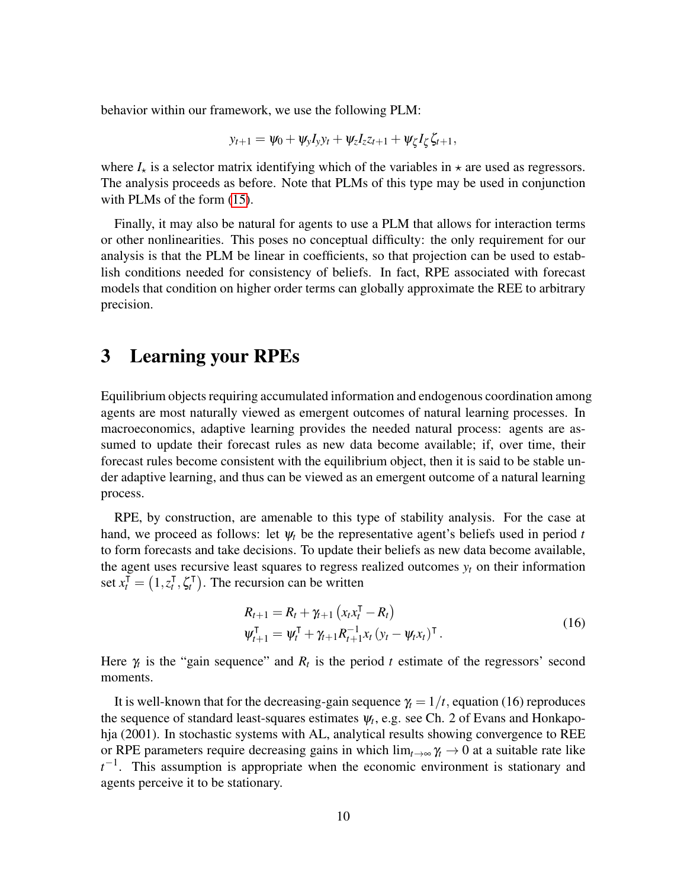behavior within our framework, we use the following PLM:

$$y_{t+1} = \psi_0 + \psi_y I_y y_t + \psi_z I_z z_{t+1} + \psi_\zeta I_\zeta \zeta_{t+1},$$

where $I_\star$ is a selector matrix identifying which of the variables in $\star$ are used as regressors. The analysis proceeds as before. Note that PLMs of this type may be used in conjunction with PLMs of the form (15).

Finally, it may also be natural for agents to use a PLM that allows for interaction terms or other nonlinearities. This poses no conceptual difficulty: the only requirement for our analysis is that the PLM be linear in coefficients, so that projection can be used to establish conditions needed for consistency of beliefs. In fact, RPE associated with forecast models that condition on higher order terms can globally approximate the REE to arbitrary precision.

# 3 Learning your RPEs

Equilibrium objects requiring accumulated information and endogenous coordination among agents are most naturally viewed as emergent outcomes of natural learning processes. In macroeconomics, adaptive learning provides the needed natural process: agents are assumed to update their forecast rules as new data become available; if, over time, their forecast rules become consistent with the equilibrium object, then it is said to be stable under adaptive learning, and thus can be viewed as an emergent outcome of a natural learning process.

RPE, by construction, are amenable to this type of stability analysis. For the case at hand, we proceed as follows: let $\psi_t$ be the representative agent's beliefs used in period $t$ to form forecasts and take decisions. To update their beliefs as new data become available, the agent uses recursive least squares to regress realized outcomes $y_t$ on their information set $x_t^\intercal = \left(1, z_t^\intercal, \zeta_t^\intercal\right)$. The recursion can be written

$$\begin{aligned} R_{t+1} &= R_t + \gamma_{t+1}\left(x_t x_t^\intercal - R_t\right) \\ \psi_{t+1}^\intercal &= \psi_t^\intercal + \gamma_{t+1} R_{t+1}^{-1} x_t \left(y_t - \psi_t x_t\right)^\intercal . \end{aligned} \tag{16}$$

Here $\gamma_t$ is the "gain sequence" and $R_t$ is the period $t$ estimate of the regressors' second moments.

It is well-known that for the decreasing-gain sequence $\gamma_t = 1/t$, equation (16) reproduces the sequence of standard least-squares estimates $\psi_t$, e.g. see Ch. 2 of Evans and Honkapohja (2001). In stochastic systems with AL, analytical results showing convergence to REE or RPE parameters require decreasing gains in which $\lim_{t\to\infty} \gamma_t \to 0$ at a suitable rate like $t^{-1}$. This assumption is appropriate when the economic environment is stationary and agents perceive it to be stationary.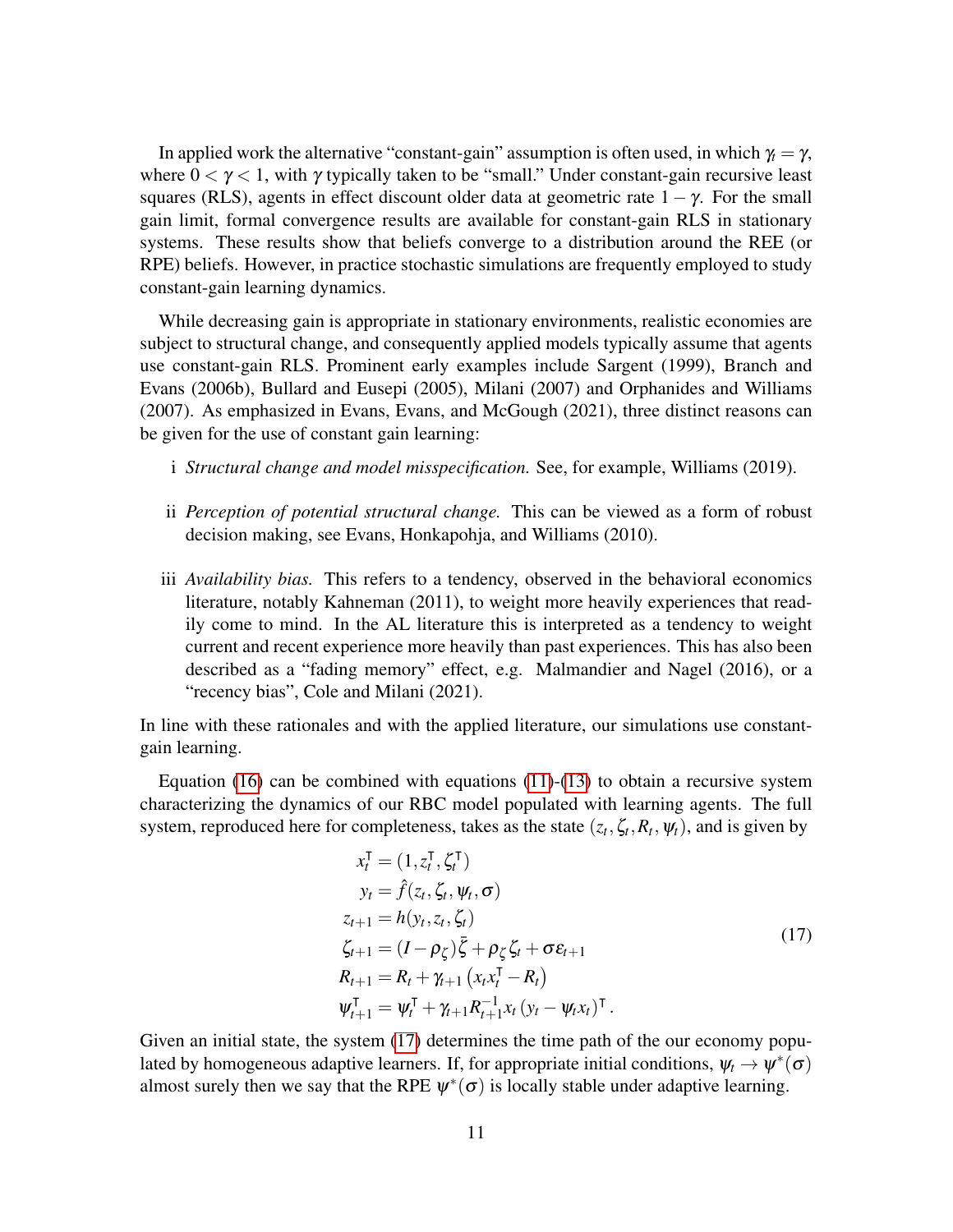In applied work the alternative "constant-gain" assumption is often used, in which $\gamma_t = \gamma$, where $0 < \gamma < 1$, with $\gamma$ typically taken to be "small." Under constant-gain recursive least squares (RLS), agents in effect discount older data at geometric rate $1-\gamma$. For the small gain limit, formal convergence results are available for constant-gain RLS in stationary systems. These results show that beliefs converge to a distribution around the REE (or RPE) beliefs. However, in practice stochastic simulations are frequently employed to study constant-gain learning dynamics.

While decreasing gain is appropriate in stationary environments, realistic economies are subject to structural change, and consequently applied models typically assume that agents use constant-gain RLS. Prominent early examples include Sargent (1999), Branch and Evans (2006b), Bullard and Eusepi (2005), Milani (2007) and Orphanides and Williams (2007). As emphasized in Evans, Evans, and McGough (2021), three distinct reasons can be given for the use of constant gain learning:

i *Structural change and model misspecification.* See, for example, Williams (2019).

ii *Perception of potential structural change.* This can be viewed as a form of robust decision making, see Evans, Honkapohja, and Williams (2010).

iii *Availability bias.* This refers to a tendency, observed in the behavioral economics literature, notably Kahneman (2011), to weight more heavily experiences that readily come to mind. In the AL literature this is interpreted as a tendency to weight current and recent experience more heavily than past experiences. This has also been described as a "fading memory" effect, e.g. Malmandier and Nagel (2016), or a "recency bias", Cole and Milani (2021).

In line with these rationales and with the applied literature, our simulations use constant-gain learning.

Equation (16) can be combined with equations (11)-(13) to obtain a recursive system characterizing the dynamics of our RBC model populated with learning agents. The full system, reproduced here for completeness, takes as the state $(z_t, \zeta_t, R_t, \psi_t)$, and is given by

$$
\begin{aligned}
x_t^{\mathsf{T}} &= (1, z_t^{\mathsf{T}}, \zeta_t^{\mathsf{T}}) \\
y_t &= \hat{f}(z_t, \zeta_t, \psi_t, \sigma) \\
z_{t+1} &= h(y_t, z_t, \zeta_t) \\
\zeta_{t+1} &= (I - \rho_\zeta)\bar{\zeta} + \rho_\zeta \zeta_t + \sigma \varepsilon_{t+1} \\
R_{t+1} &= R_t + \gamma_{t+1}\left(x_t x_t^{\mathsf{T}} - R_t\right) \\
\psi_{t+1}^{\mathsf{T}} &= \psi_t^{\mathsf{T}} + \gamma_{t+1} R_{t+1}^{-1} x_t \left(y_t - \psi_t x_t\right)^{\mathsf{T}}.
\end{aligned}
\tag{17}
$$

Given an initial state, the system (17) determines the time path of the our economy populated by homogeneous adaptive learners. If, for appropriate initial conditions, $\psi_t \to \psi^*(\sigma)$ almost surely then we say that the RPE $\psi^*(\sigma)$ is locally stable under adaptive learning.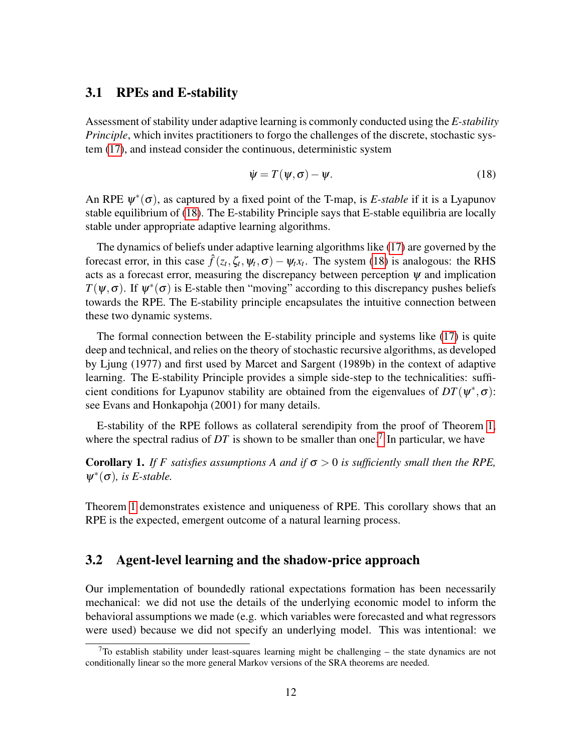## 3.1 RPEs and E-stability

Assessment of stability under adaptive learning is commonly conducted using the *E-stability Principle*, which invites practitioners to forgo the challenges of the discrete, stochastic system (17), and instead consider the continuous, deterministic system

$$\dot{\psi} = T(\psi, \sigma) - \psi. \tag{18}$$

An RPE $\psi^*(\sigma)$, as captured by a fixed point of the T-map, is *E-stable* if it is a Lyapunov stable equilibrium of (18). The E-stability Principle says that E-stable equilibria are locally stable under appropriate adaptive learning algorithms.

The dynamics of beliefs under adaptive learning algorithms like (17) are governed by the forecast error, in this case $\hat{f}(z_t, \zeta_t, \psi_t, \sigma) - \psi_t x_t$. The system (18) is analogous: the RHS acts as a forecast error, measuring the discrepancy between perception $\psi$ and implication $T(\psi, \sigma)$. If $\psi^*(\sigma)$ is E-stable then "moving" according to this discrepancy pushes beliefs towards the RPE. The E-stability principle encapsulates the intuitive connection between these two dynamic systems.

The formal connection between the E-stability principle and systems like (17) is quite deep and technical, and relies on the theory of stochastic recursive algorithms, as developed by Ljung (1977) and first used by Marcet and Sargent (1989b) in the context of adaptive learning. The E-stability Principle provides a simple side-step to the technicalities: sufficient conditions for Lyapunov stability are obtained from the eigenvalues of $DT(\psi^*, \sigma)$: see Evans and Honkapohja (2001) for many details.

E-stability of the RPE follows as collateral serendipity from the proof of Theorem 1, where the spectral radius of $DT$ is shown to be smaller than one.[7] In particular, we have

**Corollary 1.** *If $F$ satisfies assumptions A and if $\sigma > 0$ is sufficiently small then the RPE, $\psi^*(\sigma)$, is E-stable.*

Theorem 1 demonstrates existence and uniqueness of RPE. This corollary shows that an RPE is the expected, emergent outcome of a natural learning process.

## 3.2 Agent-level learning and the shadow-price approach

Our implementation of boundedly rational expectations formation has been necessarily mechanical: we did not use the details of the underlying economic model to inform the behavioral assumptions we made (e.g. which variables were forecasted and what regressors were used) because we did not specify an underlying model. This was intentional: we

[7] To establish stability under least-squares learning might be challenging – the state dynamics are not conditionally linear so the more general Markov versions of the SRA theorems are needed.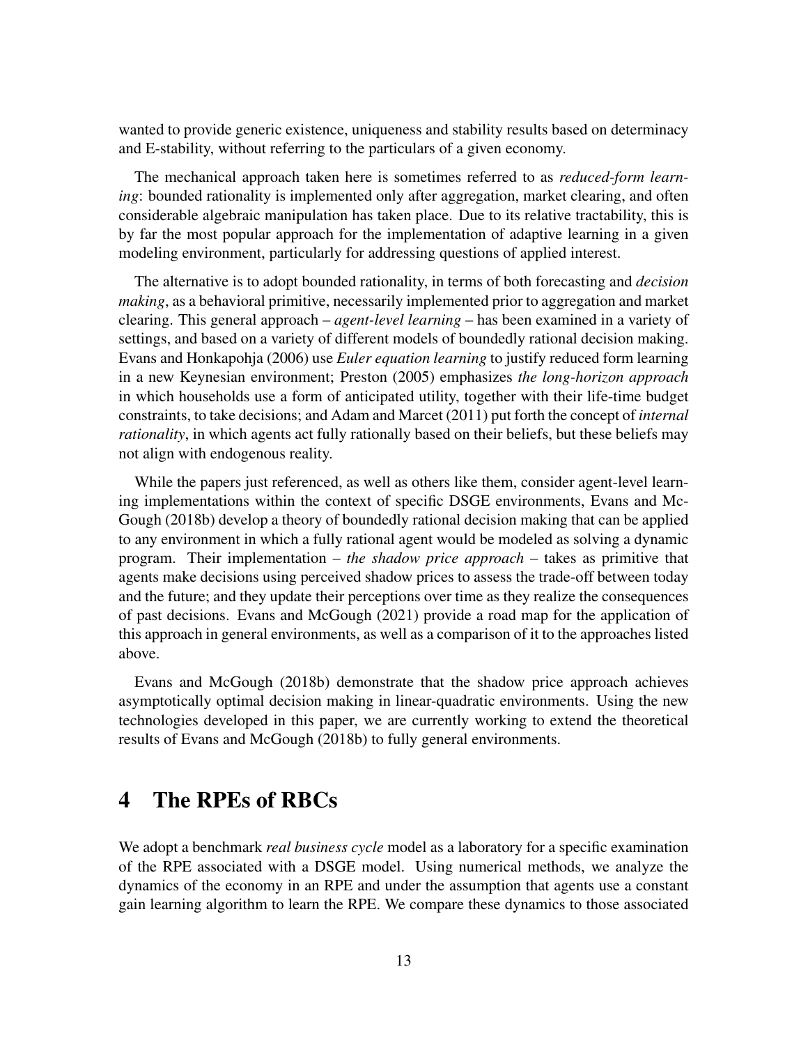wanted to provide generic existence, uniqueness and stability results based on determinacy and E-stability, without referring to the particulars of a given economy.

The mechanical approach taken here is sometimes referred to as *reduced-form learning*: bounded rationality is implemented only after aggregation, market clearing, and often considerable algebraic manipulation has taken place. Due to its relative tractability, this is by far the most popular approach for the implementation of adaptive learning in a given modeling environment, particularly for addressing questions of applied interest.

The alternative is to adopt bounded rationality, in terms of both forecasting and *decision making*, as a behavioral primitive, necessarily implemented prior to aggregation and market clearing. This general approach – *agent-level learning* – has been examined in a variety of settings, and based on a variety of different models of boundedly rational decision making. Evans and Honkapohja (2006) use *Euler equation learning* to justify reduced form learning in a new Keynesian environment; Preston (2005) emphasizes *the long-horizon approach* in which households use a form of anticipated utility, together with their life-time budget constraints, to take decisions; and Adam and Marcet (2011) put forth the concept of *internal rationality*, in which agents act fully rationally based on their beliefs, but these beliefs may not align with endogenous reality.

While the papers just referenced, as well as others like them, consider agent-level learning implementations within the context of specific DSGE environments, Evans and McGough (2018b) develop a theory of boundedly rational decision making that can be applied to any environment in which a fully rational agent would be modeled as solving a dynamic program. Their implementation – *the shadow price approach* – takes as primitive that agents make decisions using perceived shadow prices to assess the trade-off between today and the future; and they update their perceptions over time as they realize the consequences of past decisions. Evans and McGough (2021) provide a road map for the application of this approach in general environments, as well as a comparison of it to the approaches listed above.

Evans and McGough (2018b) demonstrate that the shadow price approach achieves asymptotically optimal decision making in linear-quadratic environments. Using the new technologies developed in this paper, we are currently working to extend the theoretical results of Evans and McGough (2018b) to fully general environments.

# 4 The RPEs of RBCs

We adopt a benchmark *real business cycle* model as a laboratory for a specific examination of the RPE associated with a DSGE model. Using numerical methods, we analyze the dynamics of the economy in an RPE and under the assumption that agents use a constant gain learning algorithm to learn the RPE. We compare these dynamics to those associated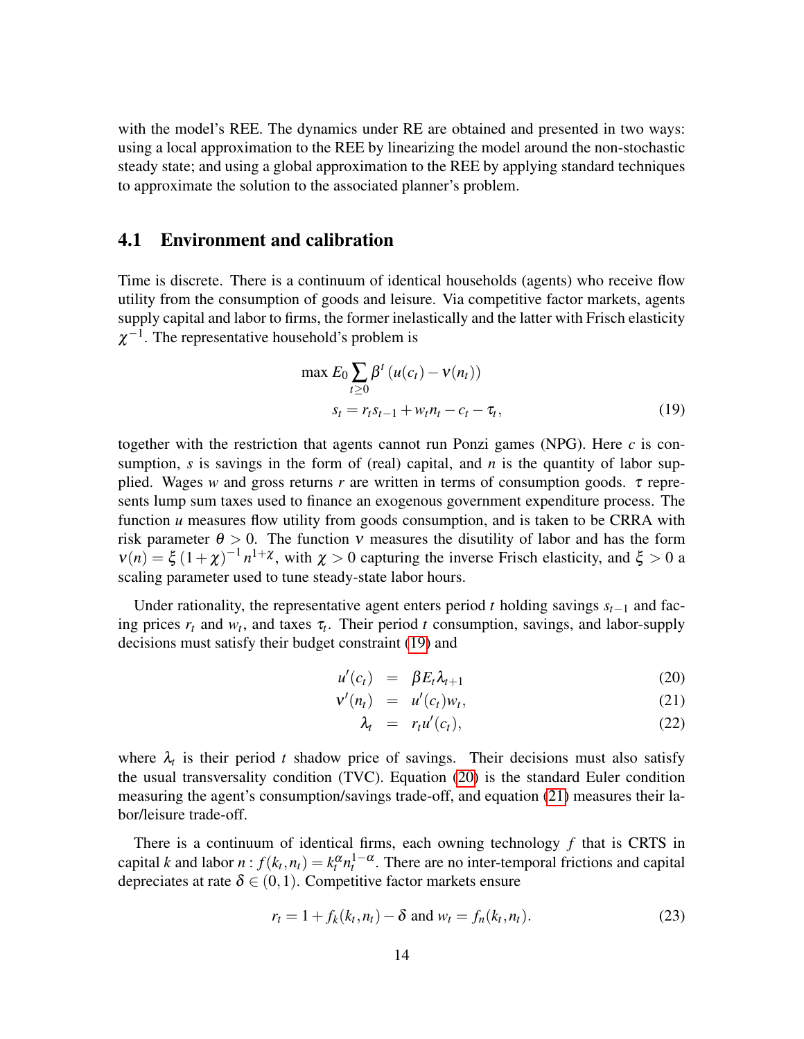with the model's REE. The dynamics under RE are obtained and presented in two ways: using a local approximation to the REE by linearizing the model around the non-stochastic steady state; and using a global approximation to the REE by applying standard techniques to approximate the solution to the associated planner's problem.

## 4.1 Environment and calibration

Time is discrete. There is a continuum of identical households (agents) who receive flow utility from the consumption of goods and leisure. Via competitive factor markets, agents supply capital and labor to firms, the former inelastically and the latter with Frisch elasticity $\chi^{-1}$. The representative household's problem is

$$\max E_0 \sum_{t \geq 0} \beta^t \left(u(c_t) - \nu(n_t)\right)$$
$$s_t = r_t s_{t-1} + w_t n_t - c_t - \tau_t, \tag{19}$$

together with the restriction that agents cannot run Ponzi games (NPG). Here $c$ is consumption, $s$ is savings in the form of (real) capital, and $n$ is the quantity of labor supplied. Wages $w$ and gross returns $r$ are written in terms of consumption goods. $\tau$ represents lump sum taxes used to finance an exogenous government expenditure process. The function $u$ measures flow utility from goods consumption, and is taken to be CRRA with risk parameter $\theta > 0$. The function $\nu$ measures the disutility of labor and has the form $\nu(n) = \xi \left(1+\chi\right)^{-1} n^{1+\chi}$, with $\chi > 0$ capturing the inverse Frisch elasticity, and $\xi > 0$ a scaling parameter used to tune steady-state labor hours.

Under rationality, the representative agent enters period $t$ holding savings $s_{t-1}$ and facing prices $r_t$ and $w_t$, and taxes $\tau_t$. Their period $t$ consumption, savings, and labor-supply decisions must satisfy their budget constraint (19) and

$$u'(c_t) = \beta E_t \lambda_{t+1} \tag{20}$$
$$\nu'(n_t) = u'(c_t) w_t, \tag{21}$$
$$\lambda_t = r_t u'(c_t), \tag{22}$$

where $\lambda_t$ is their period $t$ shadow price of savings. Their decisions must also satisfy the usual transversality condition (TVC). Equation (20) is the standard Euler condition measuring the agent's consumption/savings trade-off, and equation (21) measures their labor/leisure trade-off.

There is a continuum of identical firms, each owning technology $f$ that is CRTS in capital $k$ and labor $n$ : $f(k_t, n_t) = k_t^{\alpha} n_t^{1-\alpha}$. There are no inter-temporal frictions and capital depreciates at rate $\delta \in (0,1)$. Competitive factor markets ensure

$$r_t = 1 + f_k(k_t, n_t) - \delta \text{ and } w_t = f_n(k_t, n_t). \tag{23}$$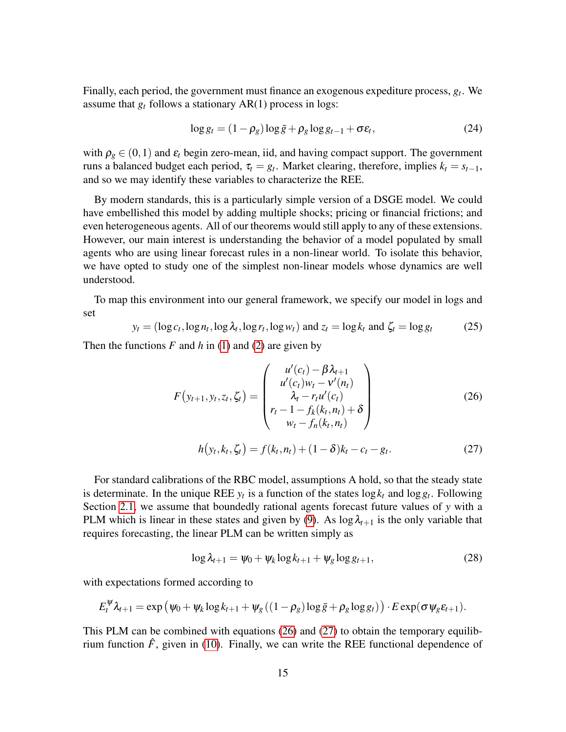Finally, each period, the government must finance an exogenous expediture process, $g_t$. We assume that $g_t$ follows a stationary AR(1) process in logs:

$$\log g_t = (1-\rho_g)\log \bar{g} + \rho_g \log g_{t-1} + \sigma \varepsilon_t, \tag{24}$$

with $\rho_g \in (0,1)$ and $\varepsilon_t$ begin zero-mean, iid, and having compact support. The government runs a balanced budget each period, $\tau_t = g_t$. Market clearing, therefore, implies $k_t = s_{t-1}$, and so we may identify these variables to characterize the REE.

By modern standards, this is a particularly simple version of a DSGE model. We could have embellished this model by adding multiple shocks; pricing or financial frictions; and even heterogeneous agents. All of our theorems would still apply to any of these extensions. However, our main interest is understanding the behavior of a model populated by small agents who are using linear forecast rules in a non-linear world. To isolate this behavior, we have opted to study one of the simplest non-linear models whose dynamics are well understood.

To map this environment into our general framework, we specify our model in logs and set

$$y_t = (\log c_t, \log n_t, \log \lambda_t, \log r_t, \log w_t) \text{ and } z_t = \log k_t \text{ and } \zeta_t = \log g_t \tag{25}$$

Then the functions $F$ and $h$ in (1) and (2) are given by

$$F\big(y_{t+1}, y_t, z_t, \zeta_t\big) = \begin{pmatrix} u'(c_t) - \beta \lambda_{t+1} \\ u'(c_t) w_t - \nu'(n_t) \\ \lambda_t - r_t u'(c_t) \\ r_t - 1 - f_k(k_t, n_t) + \delta \\ w_t - f_n(k_t, n_t) \end{pmatrix} \tag{26}$$

$$h\big(y_t, k_t, \zeta_t\big) = f(k_t, n_t) + (1-\delta)k_t - c_t - g_t. \tag{27}$$

For standard calibrations of the RBC model, assumptions A hold, so that the steady state is determinate. In the unique REE $y_t$ is a function of the states $\log k_t$ and $\log g_t$. Following Section 2.1, we assume that boundedly rational agents forecast future values of $y$ with a PLM which is linear in these states and given by (9). As $\log \lambda_{t+1}$ is the only variable that requires forecasting, the linear PLM can be written simply as

$$\log \lambda_{t+1} = \psi_0 + \psi_k \log k_{t+1} + \psi_g \log g_{t+1}, \tag{28}$$

with expectations formed according to

$$E_t^{\psi} \lambda_{t+1} = \exp\big(\psi_0 + \psi_k \log k_{t+1} + \psi_g \left((1-\rho_g)\log \bar{g} + \rho_g \log g_t\right)\big) \cdot E \exp(\sigma \psi_g \varepsilon_{t+1}).$$

This PLM can be combined with equations (26) and (27) to obtain the temporary equilibrium function $\hat{F}$, given in (10). Finally, we can write the REE functional dependence of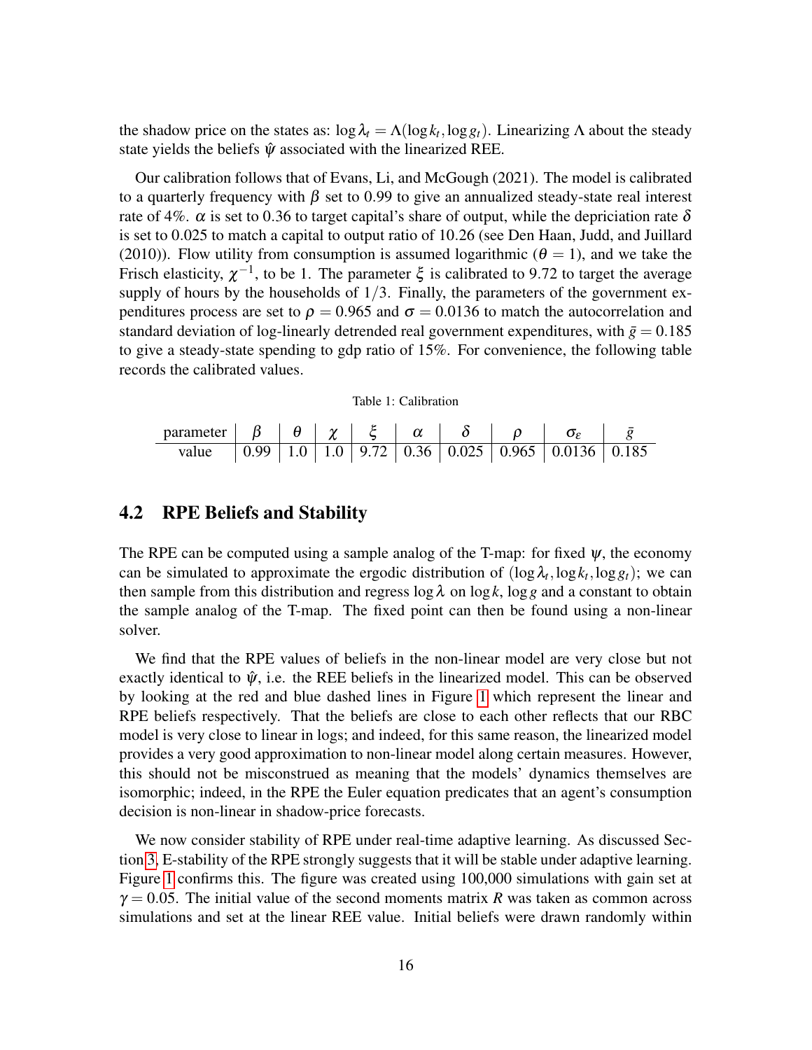the shadow price on the states as: $\log \lambda_t = \Lambda(\log k_t, \log g_t)$. Linearizing $\Lambda$ about the steady state yields the beliefs $\hat{\psi}$ associated with the linearized REE.

Our calibration follows that of Evans, Li, and McGough (2021). The model is calibrated to a quarterly frequency with $\beta$ set to 0.99 to give an annualized steady-state real interest rate of 4%. $\alpha$ is set to 0.36 to target capital's share of output, while the depriciation rate $\delta$ is set to 0.025 to match a capital to output ratio of 10.26 (see Den Haan, Judd, and Juillard (2010)). Flow utility from consumption is assumed logarithmic ($\theta = 1$), and we take the Frisch elasticity, $\chi^{-1}$, to be 1. The parameter $\xi$ is calibrated to 9.72 to target the average supply of hours by the households of $1/3$. Finally, the parameters of the government expenditures process are set to $\rho = 0.965$ and $\sigma = 0.0136$ to match the autocorrelation and standard deviation of log-linearly detrended real government expenditures, with $\bar{g} = 0.185$ to give a steady-state spending to gdp ratio of 15%. For convenience, the following table records the calibrated values.

Table 1: Calibration

| parameter | $\beta$ | $\theta$ | $\chi$ | $\xi$ | $\alpha$ | $\delta$ | $\rho$ | $\sigma_\varepsilon$ | $\bar{g}$ |
|---|---|---|---|---|---|---|---|---|---|
| value | 0.99 | 1.0 | 1.0 | 9.72 | 0.36 | 0.025 | 0.965 | 0.0136 | 0.185 |

## 4.2 RPE Beliefs and Stability

The RPE can be computed using a sample analog of the T-map: for fixed $\psi$, the economy can be simulated to approximate the ergodic distribution of $(\log \lambda_t, \log k_t, \log g_t)$; we can then sample from this distribution and regress $\log \lambda$ on $\log k$, $\log g$ and a constant to obtain the sample analog of the T-map. The fixed point can then be found using a non-linear solver.

We find that the RPE values of beliefs in the non-linear model are very close but not exactly identical to $\hat{\psi}$, i.e. the REE beliefs in the linearized model. This can be observed by looking at the red and blue dashed lines in Figure 1 which represent the linear and RPE beliefs respectively. That the beliefs are close to each other reflects that our RBC model is very close to linear in logs; and indeed, for this same reason, the linearized model provides a very good approximation to non-linear model along certain measures. However, this should not be misconstrued as meaning that the models' dynamics themselves are isomorphic; indeed, in the RPE the Euler equation predicates that an agent's consumption decision is non-linear in shadow-price forecasts.

We now consider stability of RPE under real-time adaptive learning. As discussed Section 3, E-stability of the RPE strongly suggests that it will be stable under adaptive learning. Figure 1 confirms this. The figure was created using 100,000 simulations with gain set at $\gamma = 0.05$. The initial value of the second moments matrix $R$ was taken as common across simulations and set at the linear REE value. Initial beliefs were drawn randomly within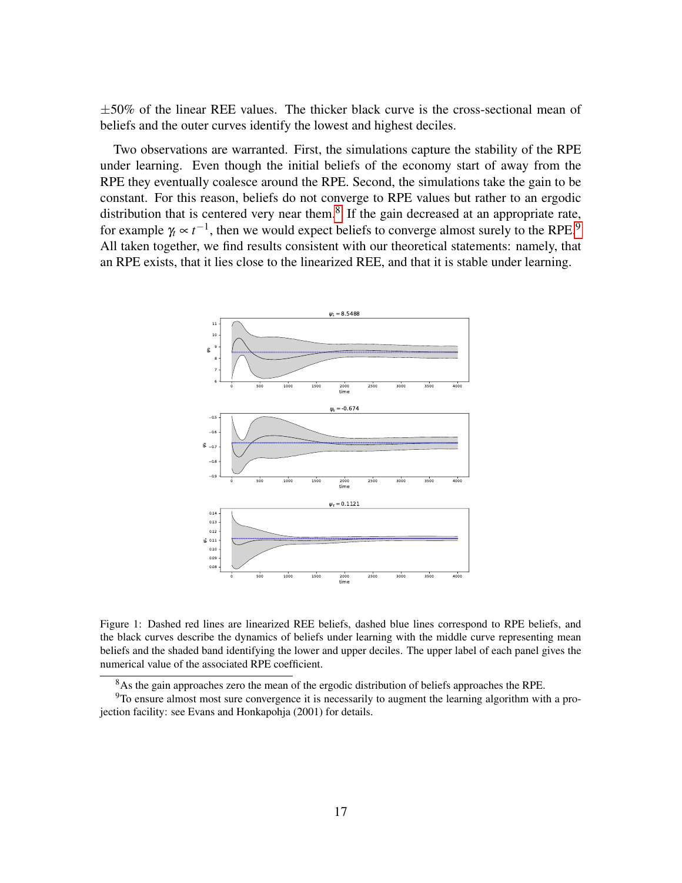±50% of the linear REE values. The thicker black curve is the cross-sectional mean of beliefs and the outer curves identify the lowest and highest deciles.

Two observations are warranted. First, the simulations capture the stability of the RPE under learning. Even though the initial beliefs of the economy start of away from the RPE they eventually coalesce around the RPE. Second, the simulations take the gain to be constant. For this reason, beliefs do not converge to RPE values but rather to an ergodic distribution that is centered very near them.[8] If the gain decreased at an appropriate rate, for example $\gamma_t \propto t^{-1}$, then we would expect beliefs to converge almost surely to the RPE.[9] All taken together, we find results consistent with our theoretical statements: namely, that an RPE exists, that it lies close to the linearized REE, and that it is stable under learning.

Figure 1: Dashed red lines are linearized REE beliefs, dashed blue lines correspond to RPE beliefs, and the black curves describe the dynamics of beliefs under learning with the middle curve representing mean beliefs and the shaded band identifying the lower and upper deciles. The upper label of each panel gives the numerical value of the associated RPE coefficient.

[8] As the gain approaches zero the mean of the ergodic distribution of beliefs approaches the RPE.

[9] To ensure almost most sure convergence it is necessarily to augment the learning algorithm with a projection facility: see Evans and Honkapohja (2001) for details.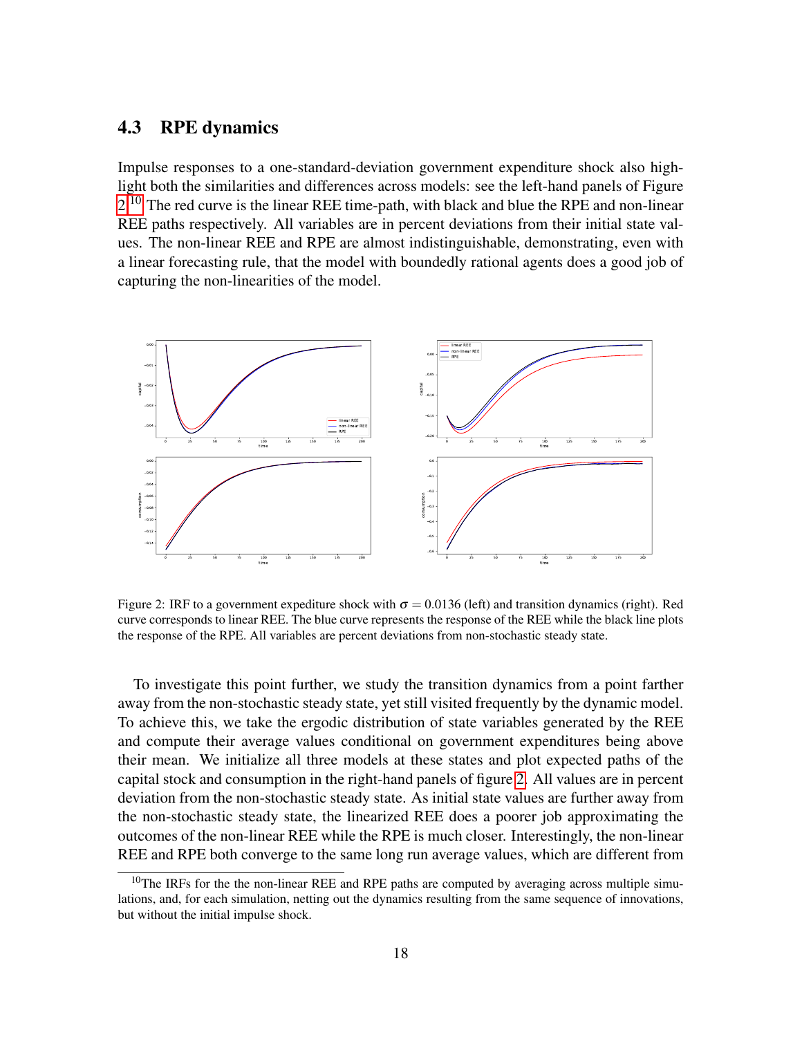### 4.3 RPE dynamics

Impulse responses to a one-standard-deviation government expenditure shock also highlight both the similarities and differences across models: see the left-hand panels of Figure 2.[10] The red curve is the linear REE time-path, with black and blue the RPE and non-linear REE paths respectively. All variables are in percent deviations from their initial state values. The non-linear REE and RPE are almost indistinguishable, demonstrating, even with a linear forecasting rule, that the model with boundedly rational agents does a good job of capturing the non-linearities of the model.

Figure 2: IRF to a government expediture shock with $\sigma = 0.0136$ (left) and transition dynamics (right). Red curve corresponds to linear REE. The blue curve represents the response of the REE while the black line plots the response of the RPE. All variables are percent deviations from non-stochastic steady state.

To investigate this point further, we study the transition dynamics from a point farther away from the non-stochastic steady state, yet still visited frequently by the dynamic model. To achieve this, we take the ergodic distribution of state variables generated by the REE and compute their average values conditional on government expenditures being above their mean. We initialize all three models at these states and plot expected paths of the capital stock and consumption in the right-hand panels of figure 2. All values are in percent deviation from the non-stochastic steady state. As initial state values are further away from the non-stochastic steady state, the linearized REE does a poorer job approximating the outcomes of the non-linear REE while the RPE is much closer. Interestingly, the non-linear REE and RPE both converge to the same long run average values, which are different from

[10] The IRFs for the the non-linear REE and RPE paths are computed by averaging across multiple simulations, and, for each simulation, netting out the dynamics resulting from the same sequence of innovations, but without the initial impulse shock.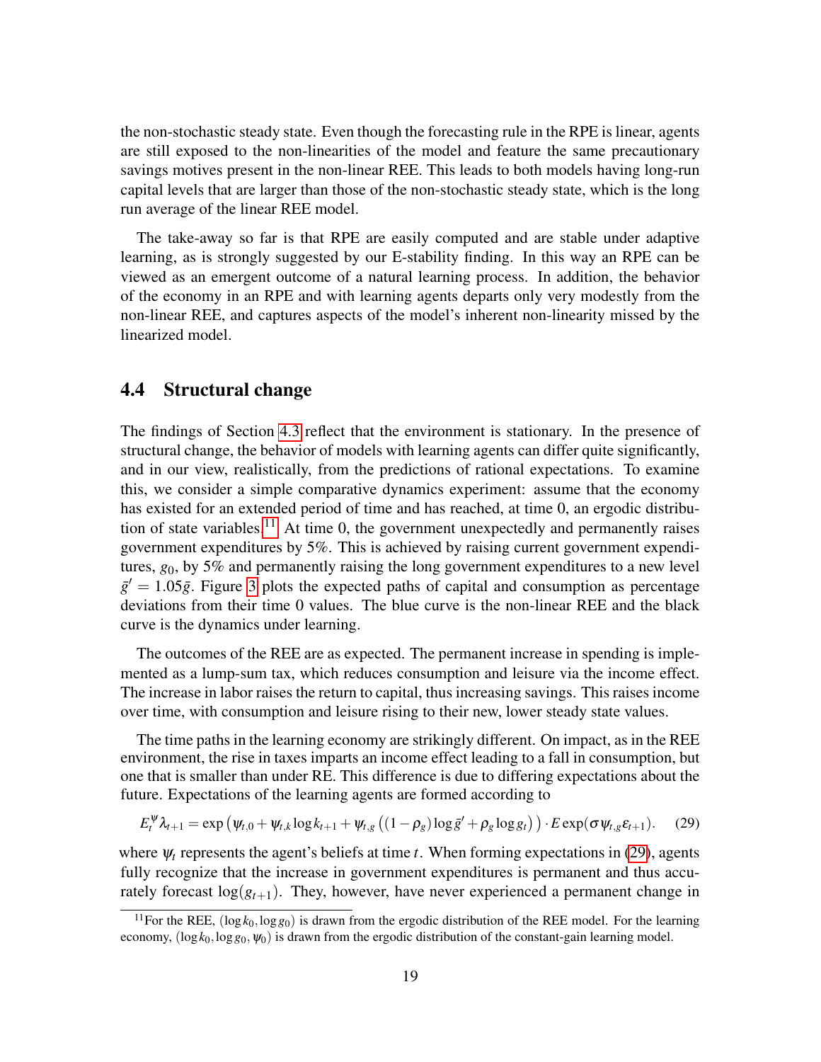the non-stochastic steady state. Even though the forecasting rule in the RPE is linear, agents are still exposed to the non-linearities of the model and feature the same precautionary savings motives present in the non-linear REE. This leads to both models having long-run capital levels that are larger than those of the non-stochastic steady state, which is the long run average of the linear REE model.

The take-away so far is that RPE are easily computed and are stable under adaptive learning, as is strongly suggested by our E-stability finding. In this way an RPE can be viewed as an emergent outcome of a natural learning process. In addition, the behavior of the economy in an RPE and with learning agents departs only very modestly from the non-linear REE, and captures aspects of the model's inherent non-linearity missed by the linearized model.

## 4.4 Structural change

The findings of Section 4.3 reflect that the environment is stationary. In the presence of structural change, the behavior of models with learning agents can differ quite significantly, and in our view, realistically, from the predictions of rational expectations. To examine this, we consider a simple comparative dynamics experiment: assume that the economy has existed for an extended period of time and has reached, at time 0, an ergodic distribution of state variables.[11] At time 0, the government unexpectedly and permanently raises government expenditures by 5%. This is achieved by raising current government expenditures, $g_0$, by 5% and permanently raising the long government expenditures to a new level $\bar{g}' = 1.05\bar{g}$. Figure 3 plots the expected paths of capital and consumption as percentage deviations from their time 0 values. The blue curve is the non-linear REE and the black curve is the dynamics under learning.

The outcomes of the REE are as expected. The permanent increase in spending is implemented as a lump-sum tax, which reduces consumption and leisure via the income effect. The increase in labor raises the return to capital, thus increasing savings. This raises income over time, with consumption and leisure rising to their new, lower steady state values.

The time paths in the learning economy are strikingly different. On impact, as in the REE environment, the rise in taxes imparts an income effect leading to a fall in consumption, but one that is smaller than under RE. This difference is due to differing expectations about the future. Expectations of the learning agents are formed according to

$$E_t^{\psi}\lambda_{t+1} = \exp\left(\psi_{t,0} + \psi_{t,k}\log k_{t+1} + \psi_{t,g}\left((1-\rho_g)\log\bar{g}' + \rho_g\log g_t\right)\right)\cdot E\exp(\sigma\psi_{t,g}\varepsilon_{t+1}). \quad (29)$$

where $\psi_t$ represents the agent's beliefs at time $t$. When forming expectations in (29), agents fully recognize that the increase in government expenditures is permanent and thus accurately forecast $\log(g_{t+1})$. They, however, have never experienced a permanent change in

[11] For the REE, $(\log k_0, \log g_0)$ is drawn from the ergodic distribution of the REE model. For the learning economy, $(\log k_0, \log g_0, \psi_0)$ is drawn from the ergodic distribution of the constant-gain learning model.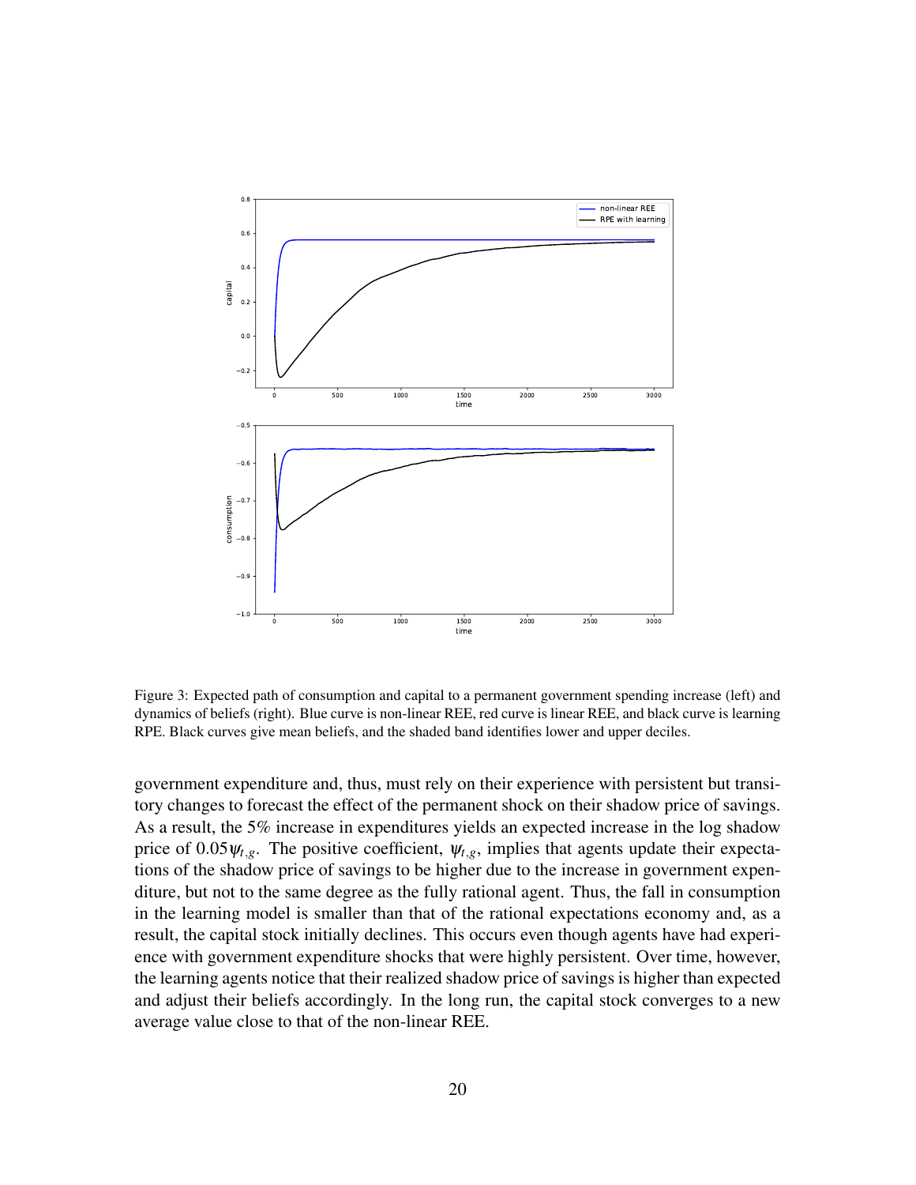Figure 3: Expected path of consumption and capital to a permanent government spending increase (left) and dynamics of beliefs (right). Blue curve is non-linear REE, red curve is linear REE, and black curve is learning RPE. Black curves give mean beliefs, and the shaded band identifies lower and upper deciles.

government expenditure and, thus, must rely on their experience with persistent but transitory changes to forecast the effect of the permanent shock on their shadow price of savings. As a result, the 5% increase in expenditures yields an expected increase in the log shadow price of $0.05\psi_{t,g}$. The positive coefficient, $\psi_{t,g}$, implies that agents update their expectations of the shadow price of savings to be higher due to the increase in government expenditure, but not to the same degree as the fully rational agent. Thus, the fall in consumption in the learning model is smaller than that of the rational expectations economy and, as a result, the capital stock initially declines. This occurs even though agents have had experience with government expenditure shocks that were highly persistent. Over time, however, the learning agents notice that their realized shadow price of savings is higher than expected and adjust their beliefs accordingly. In the long run, the capital stock converges to a new average value close to that of the non-linear REE.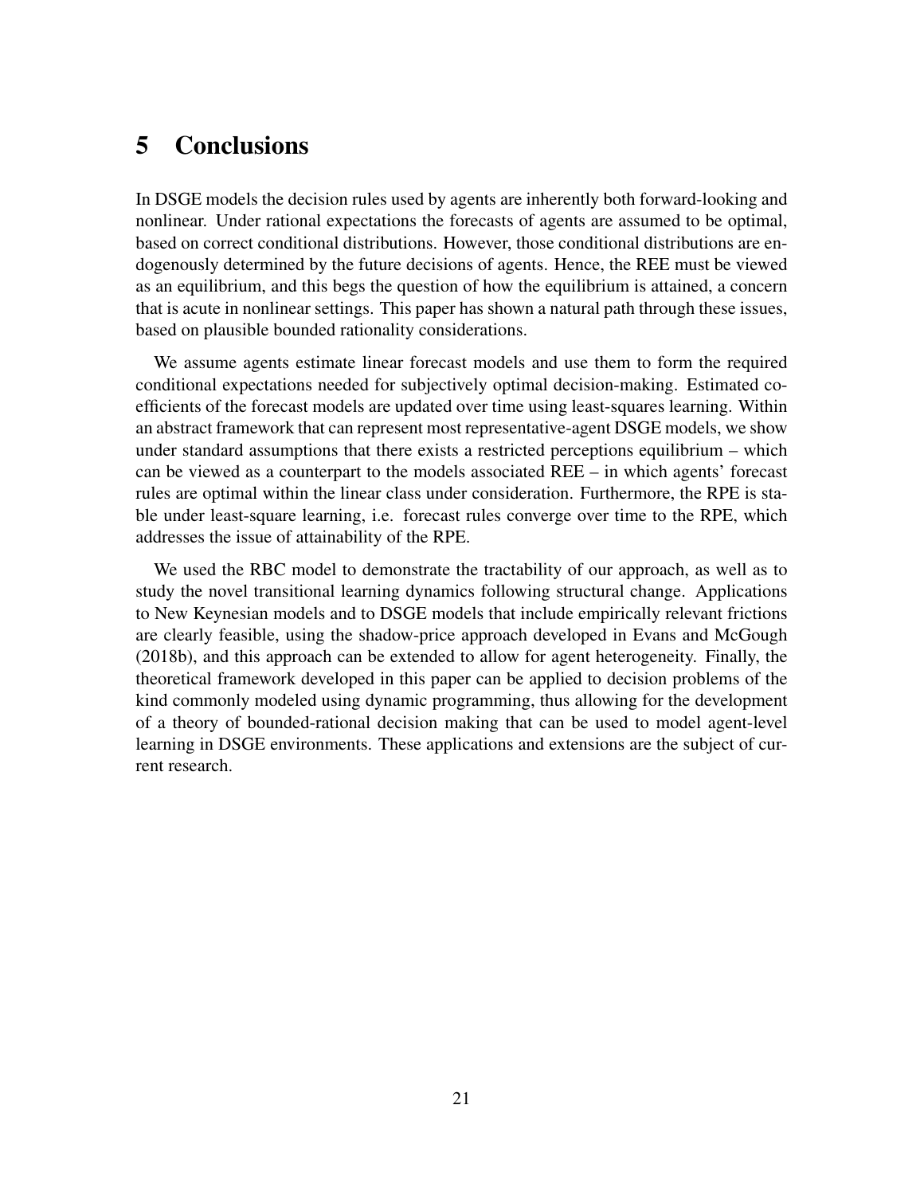## 5 Conclusions

In DSGE models the decision rules used by agents are inherently both forward-looking and nonlinear. Under rational expectations the forecasts of agents are assumed to be optimal, based on correct conditional distributions. However, those conditional distributions are endogenously determined by the future decisions of agents. Hence, the REE must be viewed as an equilibrium, and this begs the question of how the equilibrium is attained, a concern that is acute in nonlinear settings. This paper has shown a natural path through these issues, based on plausible bounded rationality considerations.

We assume agents estimate linear forecast models and use them to form the required conditional expectations needed for subjectively optimal decision-making. Estimated coefficients of the forecast models are updated over time using least-squares learning. Within an abstract framework that can represent most representative-agent DSGE models, we show under standard assumptions that there exists a restricted perceptions equilibrium – which can be viewed as a counterpart to the models associated REE – in which agents' forecast rules are optimal within the linear class under consideration. Furthermore, the RPE is stable under least-square learning, i.e. forecast rules converge over time to the RPE, which addresses the issue of attainability of the RPE.

We used the RBC model to demonstrate the tractability of our approach, as well as to study the novel transitional learning dynamics following structural change. Applications to New Keynesian models and to DSGE models that include empirically relevant frictions are clearly feasible, using the shadow-price approach developed in Evans and McGough (2018b), and this approach can be extended to allow for agent heterogeneity. Finally, the theoretical framework developed in this paper can be applied to decision problems of the kind commonly modeled using dynamic programming, thus allowing for the development of a theory of bounded-rational decision making that can be used to model agent-level learning in DSGE environments. These applications and extensions are the subject of current research.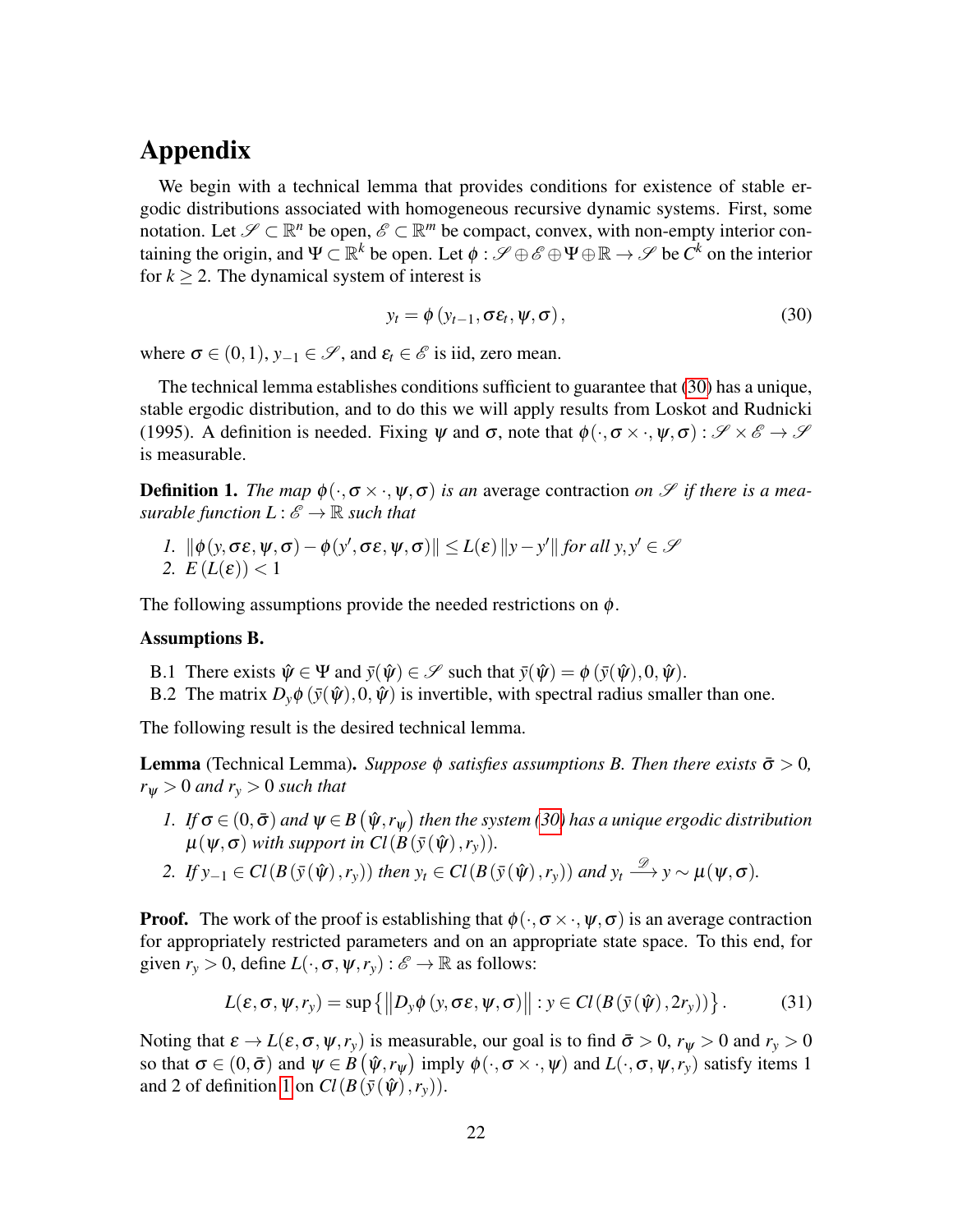# Appendix

We begin with a technical lemma that provides conditions for existence of stable ergodic distributions associated with homogeneous recursive dynamic systems. First, some notation. Let $\mathscr{S} \subset \mathbb{R}^n$ be open, $\mathscr{E} \subset \mathbb{R}^m$ be compact, convex, with non-empty interior containing the origin, and $\Psi \subset \mathbb{R}^k$ be open. Let $\phi : \mathscr{S} \oplus \mathscr{E} \oplus \Psi \oplus \mathbb{R} \to \mathscr{S}$ be $C^k$ on the interior for $k \geq 2$. The dynamical system of interest is

$$y_t = \phi\left(y_{t-1}, \sigma\varepsilon_t, \psi, \sigma\right), \tag{30}$$

where $\sigma \in (0,1)$, $y_{-1} \in \mathscr{S}$, and $\varepsilon_t \in \mathscr{E}$ is iid, zero mean.

The technical lemma establishes conditions sufficient to guarantee that (30) has a unique, stable ergodic distribution, and to do this we will apply results from Loskot and Rudnicki (1995). A definition is needed. Fixing $\psi$ and $\sigma$, note that $\phi(\cdot, \sigma \times \cdot, \psi, \sigma) : \mathscr{S} \times \mathscr{E} \to \mathscr{S}$ is measurable.

**Definition 1.** *The map $\phi(\cdot, \sigma \times \cdot, \psi, \sigma)$ is an* average contraction *on $\mathscr{S}$ if there is a measurable function $L : \mathscr{E} \to \mathbb{R}$ such that*

1. $\|\phi(y, \sigma\varepsilon, \psi, \sigma) - \phi(y', \sigma\varepsilon, \psi, \sigma)\| \leq L(\varepsilon) \|y - y'\|$ *for all* $y, y' \in \mathscr{S}$
2. $E\left(L(\varepsilon)\right) < 1$

The following assumptions provide the needed restrictions on $\phi$.

**Assumptions B.**

B.1 There exists $\hat{\psi} \in \Psi$ and $\bar{y}(\hat{\psi}) \in \mathscr{S}$ such that $\bar{y}(\hat{\psi}) = \phi\left(\bar{y}(\hat{\psi}), 0, \hat{\psi}\right)$.

B.2 The matrix $D_y\phi\left(\bar{y}(\hat{\psi}), 0, \hat{\psi}\right)$ is invertible, with spectral radius smaller than one.

The following result is the desired technical lemma.

**Lemma** (Technical Lemma)**.** *Suppose $\phi$ satisfies assumptions B. Then there exists $\bar{\sigma} > 0$, $r_\psi > 0$ and $r_y > 0$ such that*

1. *If $\sigma \in (0, \bar{\sigma})$ and $\psi \in B\left(\hat{\psi}, r_\psi\right)$ then the system (30) has a unique ergodic distribution $\mu(\psi, \sigma)$ with support in $Cl\left(B\left(\bar{y}\left(\hat{\psi}\right), r_y\right)\right)$.*
2. *If $y_{-1} \in Cl\left(B\left(\bar{y}\left(\hat{\psi}\right), r_y\right)\right)$ then $y_t \in Cl\left(B\left(\bar{y}\left(\hat{\psi}\right), r_y\right)\right)$ and $y_t \xrightarrow{\mathscr{D}} y \sim \mu(\psi, \sigma)$.*

**Proof.** The work of the proof is establishing that $\phi(\cdot, \sigma \times \cdot, \psi, \sigma)$ is an average contraction for appropriately restricted parameters and on an appropriate state space. To this end, for given $r_y > 0$, define $L(\cdot, \sigma, \psi, r_y) : \mathscr{E} \to \mathbb{R}$ as follows:

$$L(\varepsilon, \sigma, \psi, r_y) = \sup\left\{\left\|D_y\phi\left(y, \sigma\varepsilon, \psi, \sigma\right)\right\| : y \in Cl\left(B\left(\bar{y}\left(\hat{\psi}\right), 2r_y\right)\right)\right\}. \tag{31}$$

Noting that $\varepsilon \to L(\varepsilon, \sigma, \psi, r_y)$ is measurable, our goal is to find $\bar{\sigma} > 0$, $r_\psi > 0$ and $r_y > 0$ so that $\sigma \in (0, \bar{\sigma})$ and $\psi \in B\left(\hat{\psi}, r_\psi\right)$ imply $\phi(\cdot, \sigma \times \cdot, \psi)$ and $L(\cdot, \sigma, \psi, r_y)$ satisfy items 1 and 2 of definition 1 on $Cl\left(B\left(\bar{y}\left(\hat{\psi}\right), r_y\right)\right)$.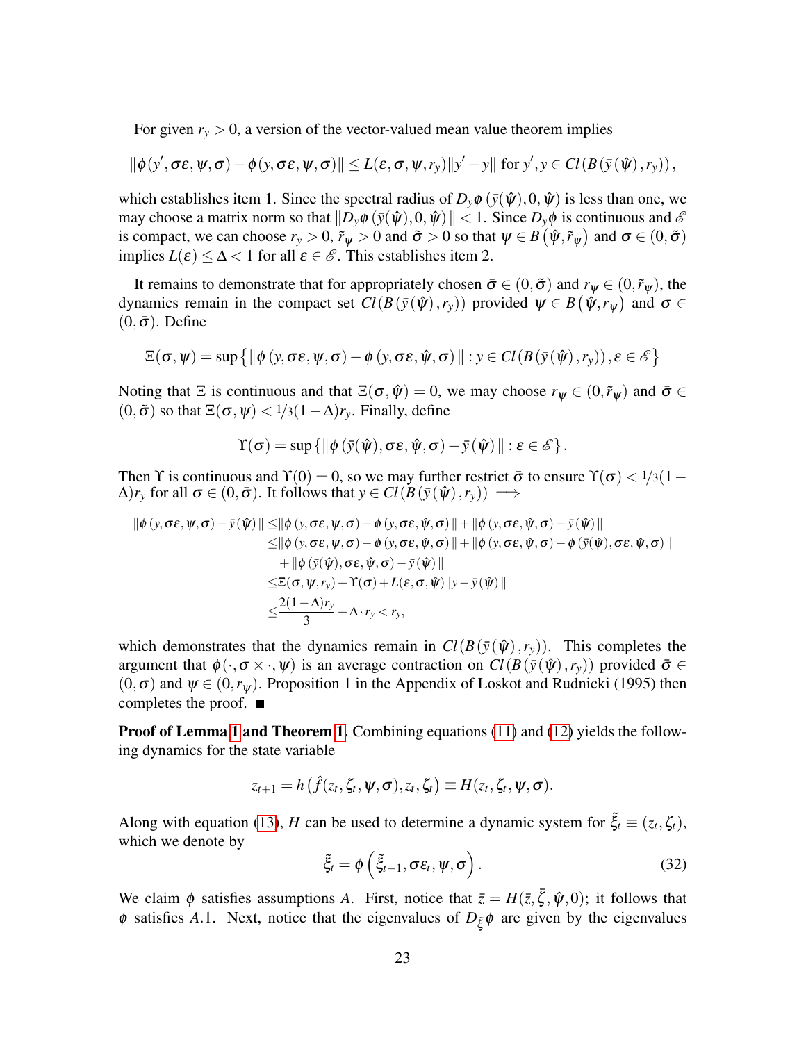For given $r_y > 0$, a version of the vector-valued mean value theorem implies

$$\|\phi(y', \sigma\varepsilon, \psi, \sigma) - \phi(y, \sigma\varepsilon, \psi, \sigma)\| \leq L(\varepsilon, \sigma, \psi, r_y)\|y' - y\| \text{ for } y', y \in Cl(B(\bar{y}(\hat{\psi}), r_y)),$$

which establishes item 1. Since the spectral radius of $D_y\phi(\bar{y}(\hat{\psi}), 0, \hat{\psi})$ is less than one, we may choose a matrix norm so that $\|D_y\phi(\bar{y}(\hat{\psi}), 0, \hat{\psi})\| < 1$. Since $D_y\phi$ is continuous and $\mathscr{E}$ is compact, we can choose $r_y > 0$, $\tilde{r}_\psi > 0$ and $\tilde{\sigma} > 0$ so that $\psi \in B(\hat{\psi}, \tilde{r}_\psi)$ and $\sigma \in (0, \tilde{\sigma})$ implies $L(\varepsilon) \leq \Delta < 1$ for all $\varepsilon \in \mathscr{E}$. This establishes item 2.

It remains to demonstrate that for appropriately chosen $\bar{\sigma} \in (0, \tilde{\sigma})$ and $r_\psi \in (0, \tilde{r}_\psi)$, the dynamics remain in the compact set $Cl(B(\bar{y}(\hat{\psi}), r_y))$ provided $\psi \in B(\hat{\psi}, r_\psi)$ and $\sigma \in (0, \bar{\sigma})$. Define

$$\Xi(\sigma, \psi) = \sup\left\{\|\phi(y, \sigma\varepsilon, \psi, \sigma) - \phi(y, \sigma\varepsilon, \hat{\psi}, \sigma)\| : y \in Cl(B(\bar{y}(\hat{\psi}), r_y)), \varepsilon \in \mathscr{E}\right\}$$

Noting that $\Xi$ is continuous and that $\Xi(\sigma, \hat{\psi}) = 0$, we may choose $r_\psi \in (0, \tilde{r}_\psi)$ and $\bar{\sigma} \in (0, \tilde{\sigma})$ so that $\Xi(\sigma, \psi) < 1/3(1 - \Delta)r_y$. Finally, define

$$\Upsilon(\sigma) = \sup\{\|\phi(\bar{y}(\hat{\psi}), \sigma\varepsilon, \hat{\psi}, \sigma) - \bar{y}(\hat{\psi})\| : \varepsilon \in \mathscr{E}\}.$$

Then $\Upsilon$ is continuous and $\Upsilon(0) = 0$, so we may further restrict $\bar{\sigma}$ to ensure $\Upsilon(\sigma) < 1/3(1 - \Delta)r_y$ for all $\sigma \in (0, \bar{\sigma})$. It follows that $y \in Cl(B(\bar{y}(\hat{\psi}), r_y)) \implies$

$$\begin{aligned}
\|\phi(y, \sigma\varepsilon, \psi, \sigma) - \bar{y}(\hat{\psi})\| \leq &\|\phi(y, \sigma\varepsilon, \psi, \sigma) - \phi(y, \sigma\varepsilon, \hat{\psi}, \sigma)\| + \|\phi(y, \sigma\varepsilon, \hat{\psi}, \sigma) - \bar{y}(\hat{\psi})\| \\
\leq &\|\phi(y, \sigma\varepsilon, \psi, \sigma) - \phi(y, \sigma\varepsilon, \hat{\psi}, \sigma)\| + \|\phi(y, \sigma\varepsilon, \hat{\psi}, \sigma) - \phi(\bar{y}(\hat{\psi}), \sigma\varepsilon, \hat{\psi}, \sigma)\| \\
&+ \|\phi(\bar{y}(\hat{\psi}), \sigma\varepsilon, \hat{\psi}, \sigma) - \bar{y}(\hat{\psi})\| \\
\leq &\Xi(\sigma, \psi, r_y) + \Upsilon(\sigma) + L(\varepsilon, \sigma, \hat{\psi})\|y - \bar{y}(\hat{\psi})\| \\
\leq &\frac{2(1-\Delta)r_y}{3} + \Delta \cdot r_y < r_y,
\end{aligned}$$

which demonstrates that the dynamics remain in $Cl(B(\bar{y}(\hat{\psi}), r_y))$. This completes the argument that $\phi(\cdot, \sigma \times \cdot, \psi)$ is an average contraction on $Cl(B(\bar{y}(\hat{\psi}), r_y))$ provided $\bar{\sigma} \in (0, \sigma)$ and $\psi \in (0, r_\psi)$. Proposition 1 in the Appendix of Loskot and Rudnicki (1995) then completes the proof. ■

**Proof of Lemma 1 and Theorem 1.** Combining equations (11) and (12) yields the following dynamics for the state variable

$$z_{t+1} = h\left(\hat{f}(z_t, \zeta_t, \psi, \sigma), z_t, \zeta_t\right) \equiv H(z_t, \zeta_t, \psi, \sigma).$$

Along with equation (13), $H$ can be used to determine a dynamic system for $\tilde{\xi}_t \equiv (z_t, \zeta_t)$, which we denote by

$$\tilde{\xi}_t = \phi\left(\tilde{\xi}_{t-1}, \sigma\varepsilon_t, \psi, \sigma\right). \tag{32}$$

We claim $\phi$ satisfies assumptions $A$. First, notice that $\bar{z} = H(\bar{z}, \bar{\zeta}, \hat{\psi}, 0)$; it follows that $\phi$ satisfies $A.1$. Next, notice that the eigenvalues of $D_{\tilde{\xi}}\phi$ are given by the eigenvalues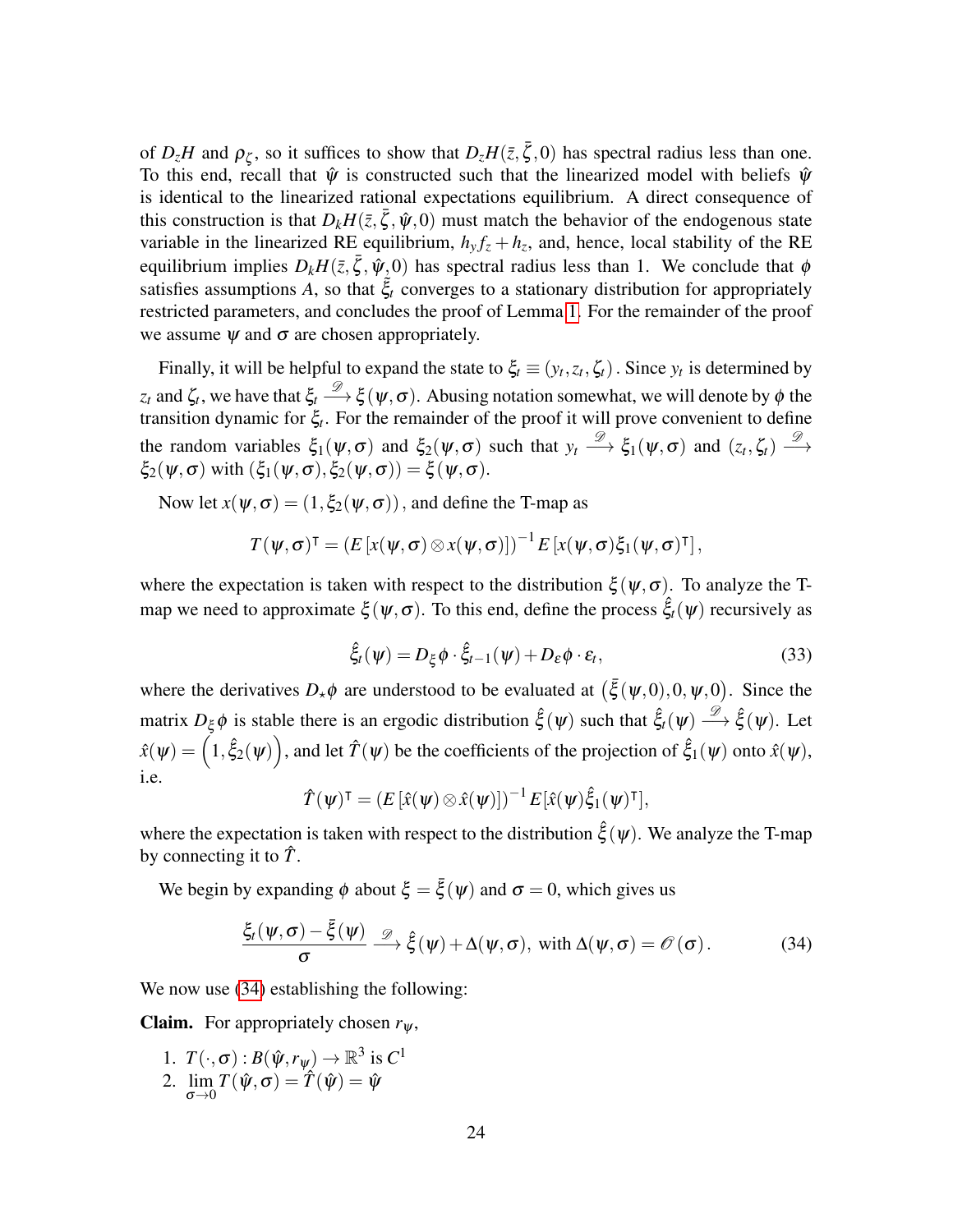of $D_z H$ and $\rho_\zeta$, so it suffices to show that $D_z H(\bar{z}, \bar{\zeta}, 0)$ has spectral radius less than one. To this end, recall that $\hat{\psi}$ is constructed such that the linearized model with beliefs $\hat{\psi}$ is identical to the linearized rational expectations equilibrium. A direct consequence of this construction is that $D_k H(\bar{z}, \bar{\zeta}, \hat{\psi}, 0)$ must match the behavior of the endogenous state variable in the linearized RE equilibrium, $h_y f_z + h_z$, and, hence, local stability of the RE equilibrium implies $D_k H(\bar{z}, \bar{\zeta}, \hat{\psi}, 0)$ has spectral radius less than 1. We conclude that $\phi$ satisfies assumptions *A*, so that $\bar{\xi}_t$ converges to a stationary distribution for appropriately restricted parameters, and concludes the proof of Lemma 1. For the remainder of the proof we assume $\psi$ and $\sigma$ are chosen appropriately.

Finally, it will be helpful to expand the state to $\xi_t \equiv (y_t, z_t, \zeta_t)$. Since $y_t$ is determined by $z_t$ and $\zeta_t$, we have that $\xi_t \xrightarrow{\mathscr{D}} \xi(\psi, \sigma)$. Abusing notation somewhat, we will denote by $\phi$ the transition dynamic for $\xi_t$. For the remainder of the proof it will prove convenient to define the random variables $\xi_1(\psi, \sigma)$ and $\xi_2(\psi, \sigma)$ such that $y_t \xrightarrow{\mathscr{D}} \xi_1(\psi, \sigma)$ and $(z_t, \zeta_t) \xrightarrow{\mathscr{D}} \xi_2(\psi, \sigma)$ with $(\xi_1(\psi, \sigma), \xi_2(\psi, \sigma)) = \xi(\psi, \sigma)$.

Now let $x(\psi, \sigma) = (1, \xi_2(\psi, \sigma))$, and define the T-map as

$$T(\psi, \sigma)^\intercal = \left(E\left[x(\psi, \sigma) \otimes x(\psi, \sigma)\right]\right)^{-1} E\left[x(\psi, \sigma)\xi_1(\psi, \sigma)^\intercal\right],$$

where the expectation is taken with respect to the distribution $\xi(\psi, \sigma)$. To analyze the T-map we need to approximate $\xi(\psi, \sigma)$. To this end, define the process $\hat{\xi}_t(\psi)$ recursively as

$$\hat{\xi}_t(\psi) = D_\xi \phi \cdot \hat{\xi}_{t-1}(\psi) + D_\varepsilon \phi \cdot \varepsilon_t, \tag{33}$$

where the derivatives $D_\star \phi$ are understood to be evaluated at $\left(\bar{\xi}(\psi, 0), 0, \psi, 0\right)$. Since the matrix $D_\xi \phi$ is stable there is an ergodic distribution $\hat{\xi}(\psi)$ such that $\hat{\xi}_t(\psi) \xrightarrow{\mathscr{D}} \hat{\xi}(\psi)$. Let $\hat{x}(\psi) = \left(1, \hat{\xi}_2(\psi)\right)$, and let $\hat{T}(\psi)$ be the coefficients of the projection of $\hat{\xi}_1(\psi)$ onto $\hat{x}(\psi)$, i.e.

$$\hat{T}(\psi)^\intercal = \left(E\left[\hat{x}(\psi) \otimes \hat{x}(\psi)\right]\right)^{-1} E[\hat{x}(\psi)\hat{\xi}_1(\psi)^\intercal],$$

where the expectation is taken with respect to the distribution $\hat{\xi}(\psi)$. We analyze the T-map by connecting it to $\hat{T}$.

We begin by expanding $\phi$ about $\xi = \bar{\xi}(\psi)$ and $\sigma = 0$, which gives us

$$\frac{\xi_t(\psi, \sigma) - \bar{\xi}(\psi)}{\sigma} \xrightarrow{\mathscr{D}} \hat{\xi}(\psi) + \Delta(\psi, \sigma), \text{ with } \Delta(\psi, \sigma) = \mathscr{O}(\sigma). \tag{34}$$

We now use (34) establishing the following:

**Claim.** For appropriately chosen $r_\psi$,

1. $T(\cdot, \sigma) : B(\hat{\psi}, r_\psi) \to \mathbb{R}^3$ is $C^1$
2. $\lim_{\sigma \to 0} T(\hat{\psi}, \sigma) = \hat{T}(\hat{\psi}) = \hat{\psi}$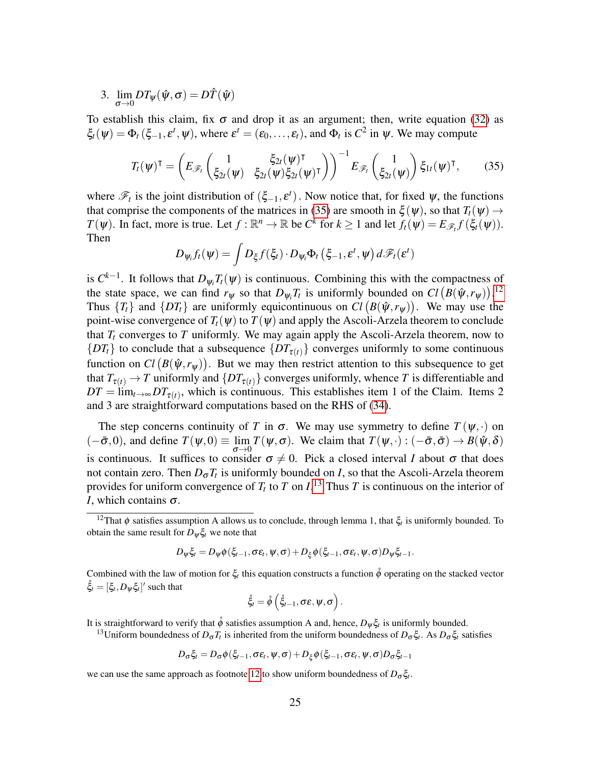3. $\lim_{\sigma \to 0} DT_\psi(\hat{\psi}, \sigma) = D\hat{T}(\hat{\psi})$

To establish this claim, fix $\sigma$ and drop it as an argument; then, write equation (32) as $\xi_t(\psi) = \Phi_t(\xi_{-1}, \varepsilon^t, \psi)$, where $\varepsilon^t = (\varepsilon_0, \ldots, \varepsilon_t)$, and $\Phi_t$ is $C^2$ in $\psi$. We may compute

$$T_t(\psi)^\intercal = \left( E_{\mathscr{F}_t} \begin{pmatrix} 1 & \xi_{2t}(\psi)^\intercal \\ \xi_{2t}(\psi) & \xi_{2t}(\psi)\xi_{2t}(\psi)^\intercal \end{pmatrix} \right)^{-1} E_{\mathscr{F}_t} \begin{pmatrix} 1 \\ \xi_{2t}(\psi) \end{pmatrix} \xi_{1t}(\psi)^\intercal, \tag{35}$$

where $\mathscr{F}_t$ is the joint distribution of $(\xi_{-1}, \varepsilon^t)$. Now notice that, for fixed $\psi$, the functions that comprise the components of the matrices in (35) are smooth in $\xi(\psi)$, so that $T_t(\psi) \to T(\psi)$. In fact, more is true. Let $f : \mathbb{R}^n \to \mathbb{R}$ be $C^k$ for $k \geq 1$ and let $f_t(\psi) = E_{\mathscr{F}_t} f(\xi_t(\psi))$. Then

$$D_{\psi_i} f_t(\psi) = \int D_\xi f(\xi_t) \cdot D_{\psi_i} \Phi_t\left(\xi_{-1}, \varepsilon^t, \psi\right) d\mathscr{F}_t(\varepsilon^t)$$

is $C^{k-1}$. It follows that $D_{\psi_i} T_t(\psi)$ is continuous. Combining this with the compactness of the state space, we can find $r_\psi$ so that $D_{\psi_i} T_t$ is uniformly bounded on $Cl\left(B(\hat{\psi}, r_\psi)\right)$.[12] Thus $\{T_t\}$ and $\{DT_t\}$ are uniformly equicontinuous on $Cl\left(B(\hat{\psi}, r_\psi)\right)$. We may use the point-wise convergence of $T_t(\psi)$ to $T(\psi)$ and apply the Ascoli-Arzela theorem to conclude that $T_t$ converges to $T$ uniformly. We may again apply the Ascoli-Arzela theorem, now to $\{DT_t\}$ to conclude that a subsequence $\{DT_{\tau(t)}\}$ converges uniformly to some continuous function on $Cl\left(B(\hat{\psi}, r_\psi)\right)$. But we may then restrict attention to this subsequence to get that $T_{\tau(t)} \to T$ uniformly and $\{DT_{\tau(t)}\}$ converges uniformly, whence $T$ is differentiable and $DT = \lim_{t\to\infty} DT_{\tau(t)}$, which is continuous. This establishes item 1 of the Claim. Items 2 and 3 are straightforward computations based on the RHS of (34).

The step concerns continuity of $T$ in $\sigma$. We may use symmetry to define $T(\psi, \cdot)$ on $(-\bar{\sigma}, 0)$, and define $T(\psi, 0) \equiv \lim_{\sigma \to 0} T(\psi, \sigma)$. We claim that $T(\psi, \cdot) : (-\bar{\sigma}, \bar{\sigma}) \to B(\hat{\psi}, \delta)$ is continuous. It suffices to consider $\sigma \neq 0$. Pick a closed interval $I$ about $\sigma$ that does not contain zero. Then $D_\sigma T_t$ is uniformly bounded on $I$, so that the Ascoli-Arzela theorem provides for uniform convergence of $T_t$ to $T$ on $I$.[13] Thus $T$ is continuous on the interior of $I$, which contains $\sigma$.

---

[12] That $\phi$ satisfies assumption A allows us to conclude, through lemma 1, that $\xi_t$ is uniformly bounded. To obtain the same result for $D_\psi \xi_t$ we note that

$$D_\psi \xi_t = D_\psi \phi(\xi_{t-1}, \sigma\varepsilon_t, \psi, \sigma) + D_\xi \phi(\xi_{t-1}, \sigma\varepsilon_t, \psi, \sigma) D_\psi \xi_{t-1}.$$

Combined with the law of motion for $\xi_t$ this equation constructs a function $\mathring{\phi}$ operating on the stacked vector $\mathring{\xi}_t = [\xi_t, D_\psi \xi_t]'$ such that

$$\mathring{\xi}_t = \mathring{\phi}\left(\mathring{\xi}_{t-1}, \sigma\varepsilon, \psi, \sigma\right).$$

It is straightforward to verify that $\mathring{\phi}$ satisfies assumption A and, hence, $D_\psi \xi_t$ is uniformly bounded.

[13] Uniform boundedness of $D_\sigma T_t$ is inherited from the uniform boundedness of $D_\sigma \xi_t$. As $D_\sigma \xi_t$ satisfies

$$D_\sigma \xi_t = D_\sigma \phi(\xi_{t-1}, \sigma\varepsilon_t, \psi, \sigma) + D_\xi \phi(\xi_{t-1}, \sigma\varepsilon_t, \psi, \sigma) D_\sigma \xi_{t-1}$$

we can use the same approach as footnote 12 to show uniform boundedness of $D_\sigma \xi_t$.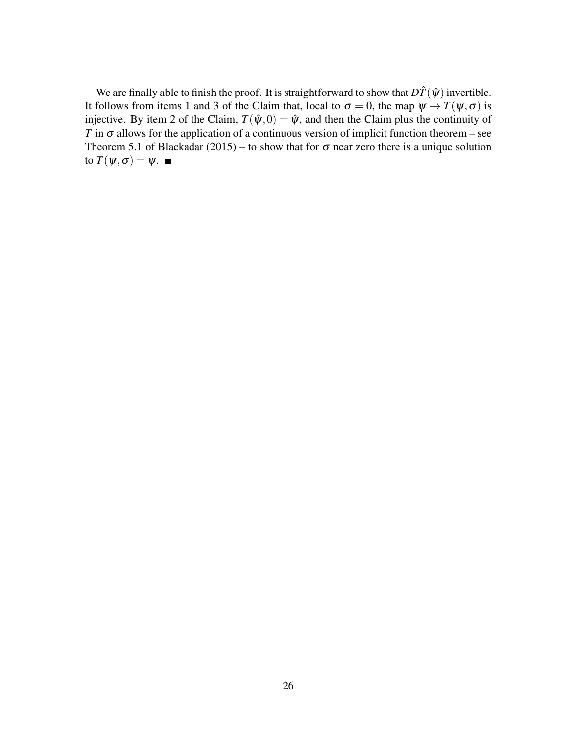We are finally able to finish the proof. It is straightforward to show that $D\hat{T}(\hat{\psi})$ invertible. It follows from items 1 and 3 of the Claim that, local to $\sigma = 0$, the map $\psi \to T(\psi, \sigma)$ is injective. By item 2 of the Claim, $T(\hat{\psi}, 0) = \hat{\psi}$, and then the Claim plus the continuity of $T$ in $\sigma$ allows for the application of a continuous version of implicit function theorem – see Theorem 5.1 of Blackadar (2015) – to show that for $\sigma$ near zero there is a unique solution to $T(\psi, \sigma) = \psi$. ■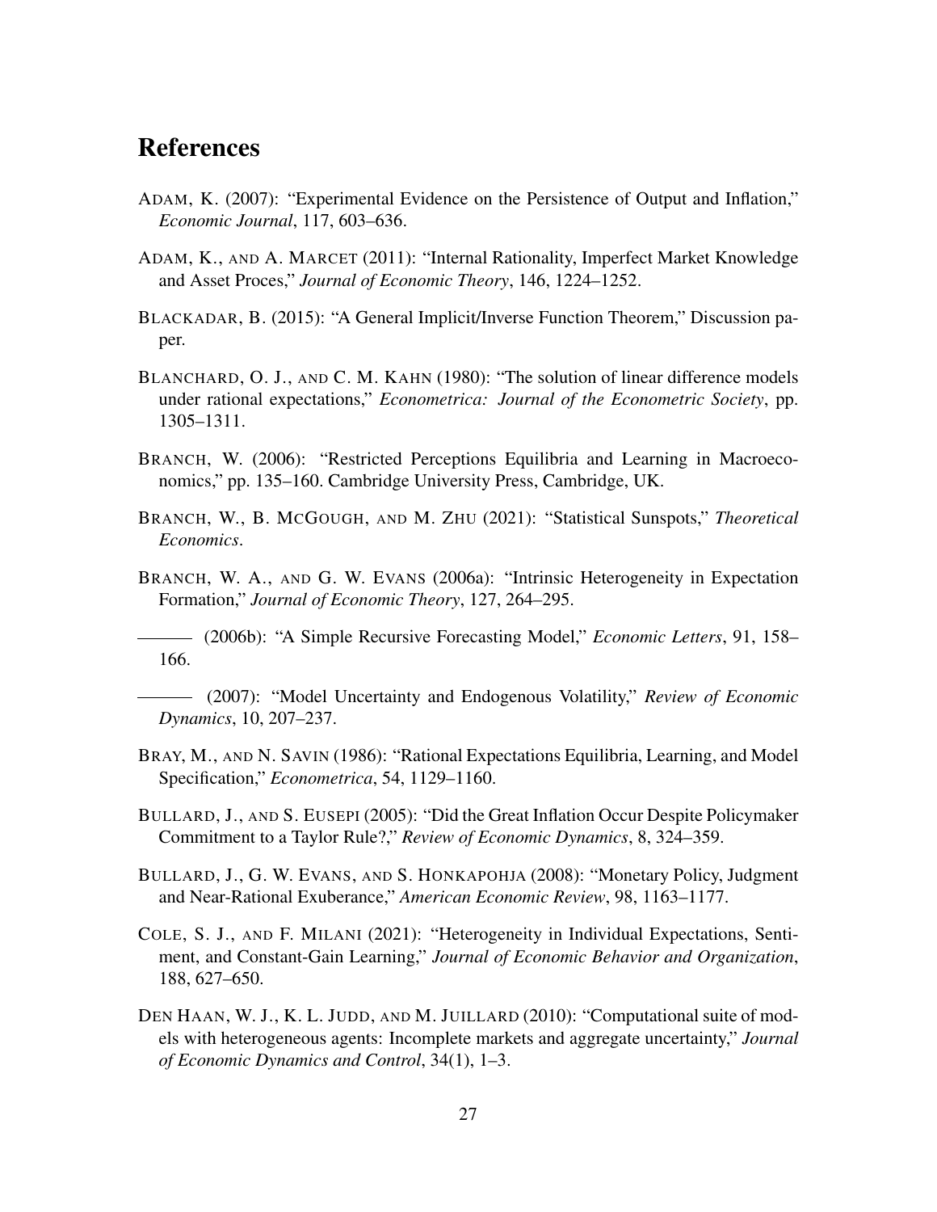# References

ADAM, K. (2007): "Experimental Evidence on the Persistence of Output and Inflation," *Economic Journal*, 117, 603–636.

ADAM, K., AND A. MARCET (2011): "Internal Rationality, Imperfect Market Knowledge and Asset Proces," *Journal of Economic Theory*, 146, 1224–1252.

BLACKADAR, B. (2015): "A General Implicit/Inverse Function Theorem," Discussion paper.

BLANCHARD, O. J., AND C. M. KAHN (1980): "The solution of linear difference models under rational expectations," *Econometrica: Journal of the Econometric Society*, pp. 1305–1311.

BRANCH, W. (2006): "Restricted Perceptions Equilibria and Learning in Macroeconomics," pp. 135–160. Cambridge University Press, Cambridge, UK.

BRANCH, W., B. MCGOUGH, AND M. ZHU (2021): "Statistical Sunspots," *Theoretical Economics*.

BRANCH, W. A., AND G. W. EVANS (2006a): "Intrinsic Heterogeneity in Expectation Formation," *Journal of Economic Theory*, 127, 264–295.

——— (2006b): "A Simple Recursive Forecasting Model," *Economic Letters*, 91, 158–166.

——— (2007): "Model Uncertainty and Endogenous Volatility," *Review of Economic Dynamics*, 10, 207–237.

BRAY, M., AND N. SAVIN (1986): "Rational Expectations Equilibria, Learning, and Model Specification," *Econometrica*, 54, 1129–1160.

BULLARD, J., AND S. EUSEPI (2005): "Did the Great Inflation Occur Despite Policymaker Commitment to a Taylor Rule?," *Review of Economic Dynamics*, 8, 324–359.

BULLARD, J., G. W. EVANS, AND S. HONKAPOHJA (2008): "Monetary Policy, Judgment and Near-Rational Exuberance," *American Economic Review*, 98, 1163–1177.

COLE, S. J., AND F. MILANI (2021): "Heterogeneity in Individual Expectations, Sentiment, and Constant-Gain Learning," *Journal of Economic Behavior and Organization*, 188, 627–650.

DEN HAAN, W. J., K. L. JUDD, AND M. JUILLARD (2010): "Computational suite of models with heterogeneous agents: Incomplete markets and aggregate uncertainty," *Journal of Economic Dynamics and Control*, 34(1), 1–3.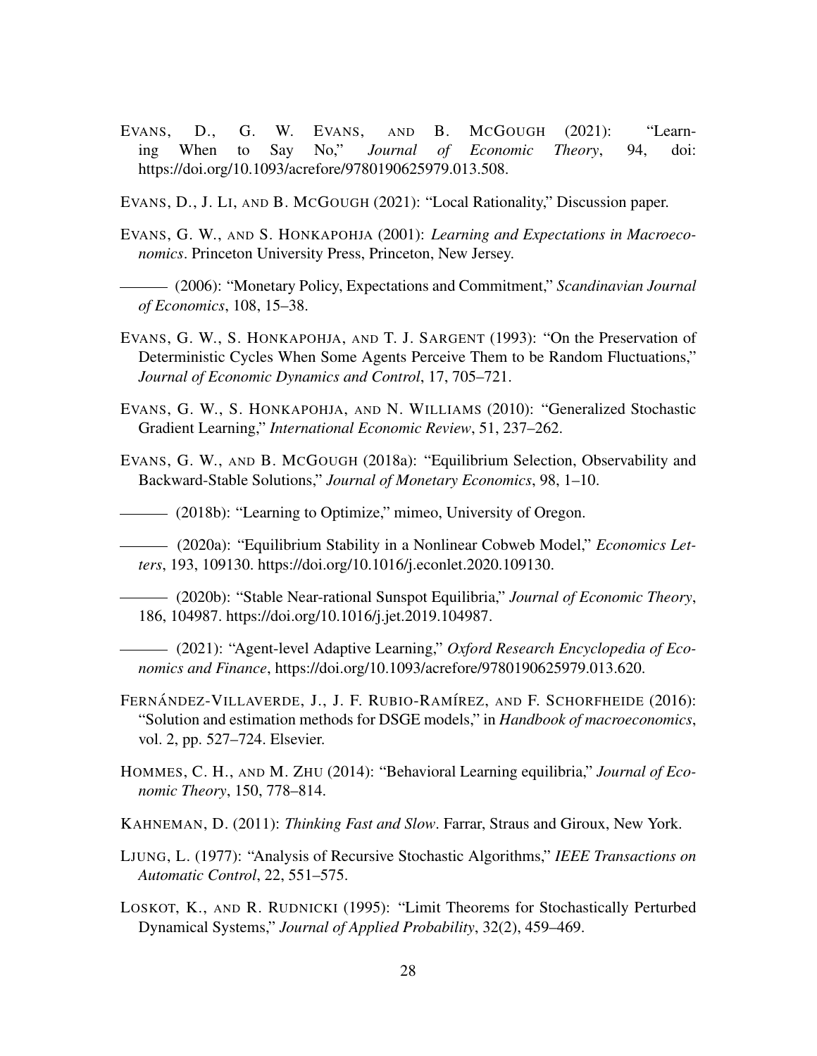Evans, D., G. W. Evans, and B. McGough (2021): "Learning When to Say No," *Journal of Economic Theory*, 94, doi: https://doi.org/10.1093/acrefore/9780190625979.013.508.

Evans, D., J. Li, and B. McGough (2021): "Local Rationality," Discussion paper.

Evans, G. W., and S. Honkapohja (2001): *Learning and Expectations in Macroeconomics*. Princeton University Press, Princeton, New Jersey.

——— (2006): "Monetary Policy, Expectations and Commitment," *Scandinavian Journal of Economics*, 108, 15–38.

Evans, G. W., S. Honkapohja, and T. J. Sargent (1993): "On the Preservation of Deterministic Cycles When Some Agents Perceive Them to be Random Fluctuations," *Journal of Economic Dynamics and Control*, 17, 705–721.

Evans, G. W., S. Honkapohja, and N. Williams (2010): "Generalized Stochastic Gradient Learning," *International Economic Review*, 51, 237–262.

Evans, G. W., and B. McGough (2018a): "Equilibrium Selection, Observability and Backward-Stable Solutions," *Journal of Monetary Economics*, 98, 1–10.

——— (2018b): "Learning to Optimize," mimeo, University of Oregon.

——— (2020a): "Equilibrium Stability in a Nonlinear Cobweb Model," *Economics Letters*, 193, 109130. https://doi.org/10.1016/j.econlet.2020.109130.

——— (2020b): "Stable Near-rational Sunspot Equilibria," *Journal of Economic Theory*, 186, 104987. https://doi.org/10.1016/j.jet.2019.104987.

——— (2021): "Agent-level Adaptive Learning," *Oxford Research Encyclopedia of Economics and Finance*, https://doi.org/10.1093/acrefore/9780190625979.013.620.

Fernández-Villaverde, J., J. F. Rubio-Ramírez, and F. Schorfheide (2016): "Solution and estimation methods for DSGE models," in *Handbook of macroeconomics*, vol. 2, pp. 527–724. Elsevier.

Hommes, C. H., and M. Zhu (2014): "Behavioral Learning equilibria," *Journal of Economic Theory*, 150, 778–814.

Kahneman, D. (2011): *Thinking Fast and Slow*. Farrar, Straus and Giroux, New York.

Ljung, L. (1977): "Analysis of Recursive Stochastic Algorithms," *IEEE Transactions on Automatic Control*, 22, 551–575.

Loskot, K., and R. Rudnicki (1995): "Limit Theorems for Stochastically Perturbed Dynamical Systems," *Journal of Applied Probability*, 32(2), 459–469.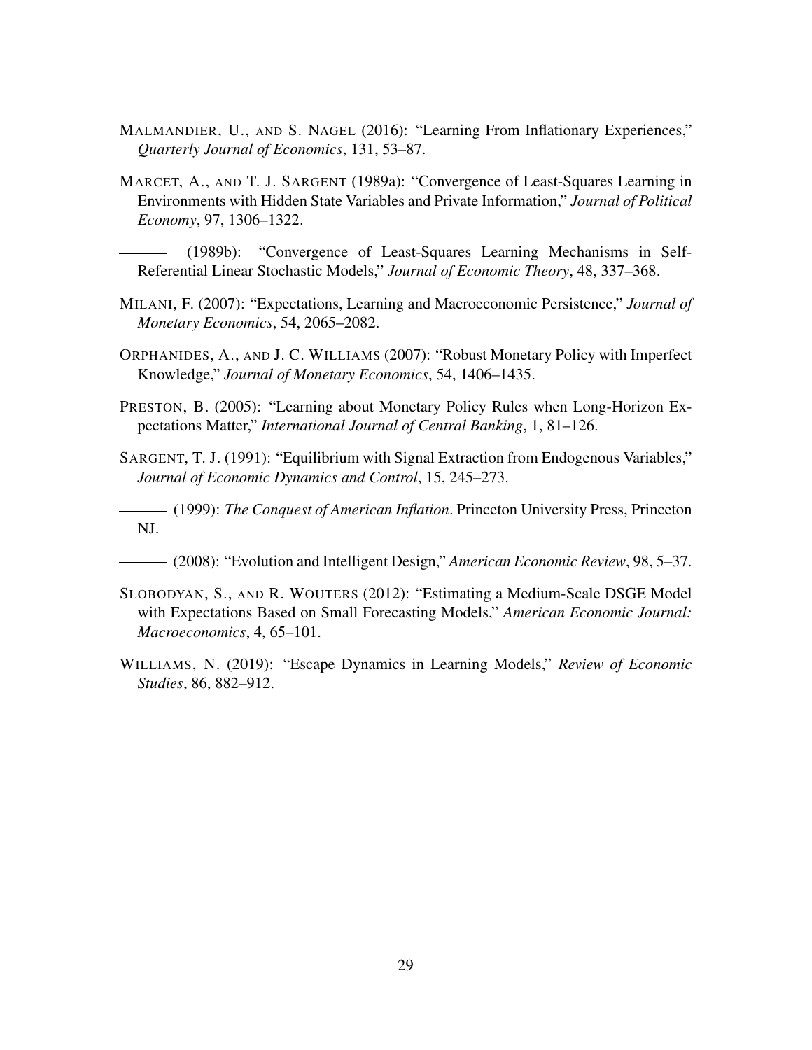MALMANDIER, U., AND S. NAGEL (2016): "Learning From Inflationary Experiences," *Quarterly Journal of Economics*, 131, 53–87.

MARCET, A., AND T. J. SARGENT (1989a): "Convergence of Least-Squares Learning in Environments with Hidden State Variables and Private Information," *Journal of Political Economy*, 97, 1306–1322.

——— (1989b): "Convergence of Least-Squares Learning Mechanisms in Self-Referential Linear Stochastic Models," *Journal of Economic Theory*, 48, 337–368.

MILANI, F. (2007): "Expectations, Learning and Macroeconomic Persistence," *Journal of Monetary Economics*, 54, 2065–2082.

ORPHANIDES, A., AND J. C. WILLIAMS (2007): "Robust Monetary Policy with Imperfect Knowledge," *Journal of Monetary Economics*, 54, 1406–1435.

PRESTON, B. (2005): "Learning about Monetary Policy Rules when Long-Horizon Expectations Matter," *International Journal of Central Banking*, 1, 81–126.

SARGENT, T. J. (1991): "Equilibrium with Signal Extraction from Endogenous Variables," *Journal of Economic Dynamics and Control*, 15, 245–273.

——— (1999): *The Conquest of American Inflation*. Princeton University Press, Princeton NJ.

——— (2008): "Evolution and Intelligent Design," *American Economic Review*, 98, 5–37.

SLOBODYAN, S., AND R. WOUTERS (2012): "Estimating a Medium-Scale DSGE Model with Expectations Based on Small Forecasting Models," *American Economic Journal: Macroeconomics*, 4, 65–101.

WILLIAMS, N. (2019): "Escape Dynamics in Learning Models," *Review of Economic Studies*, 86, 882–912.